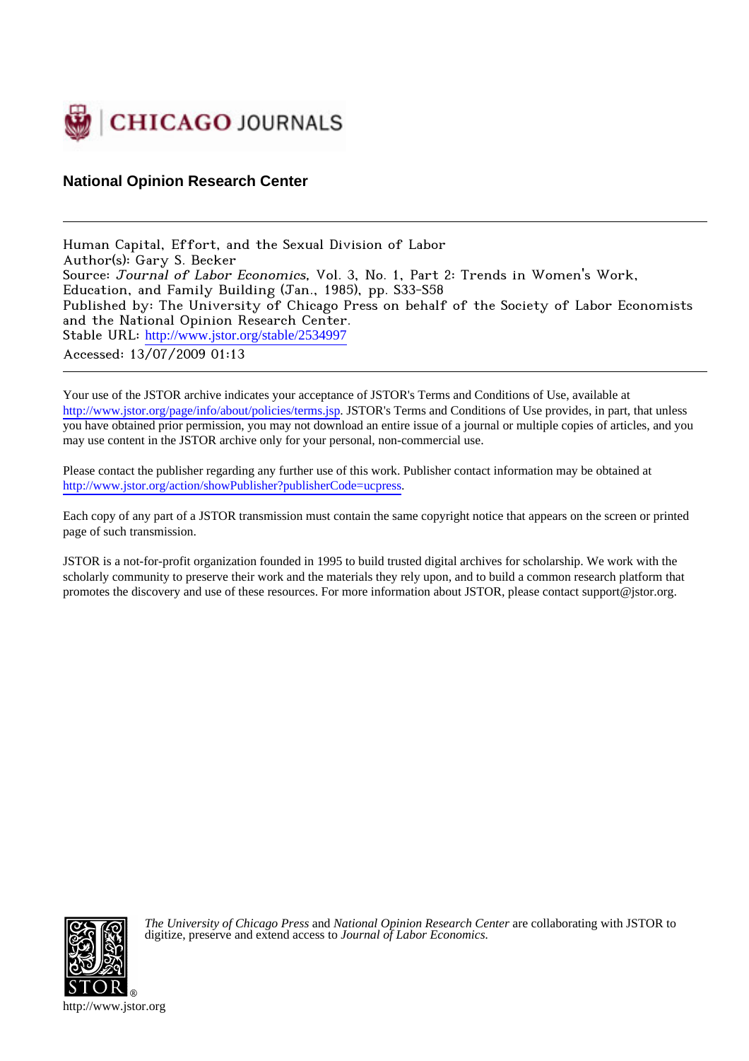CHICAGO JOURNALS

## National Opinion Research Center

---

Human Capital, Effort, and the Sexual Division of Labor
Author(s): Gary S. Becker
Source: *Journal of Labor Economics*, Vol. 3, No. 1, Part 2: Trends in Women's Work, Education, and Family Building (Jan., 1985), pp. S33-S58
Published by: The University of Chicago Press on behalf of the Society of Labor Economists and the National Opinion Research Center.
Stable URL: http://www.jstor.org/stable/2534997
Accessed: 13/07/2009 01:13

---

Your use of the JSTOR archive indicates your acceptance of JSTOR's Terms and Conditions of Use, available at http://www.jstor.org/page/info/about/policies/terms.jsp. JSTOR's Terms and Conditions of Use provides, in part, that unless you have obtained prior permission, you may not download an entire issue of a journal or multiple copies of articles, and you may use content in the JSTOR archive only for your personal, non-commercial use.

Please contact the publisher regarding any further use of this work. Publisher contact information may be obtained at http://www.jstor.org/action/showPublisher?publisherCode=ucpress.

Each copy of any part of a JSTOR transmission must contain the same copyright notice that appears on the screen or printed page of such transmission.

JSTOR is a not-for-profit organization founded in 1995 to build trusted digital archives for scholarship. We work with the scholarly community to preserve their work and the materials they rely upon, and to build a common research platform that promotes the discovery and use of these resources. For more information about JSTOR, please contact support@jstor.org.

*The University of Chicago Press* and *National Opinion Research Center* are collaborating with JSTOR to digitize, preserve and extend access to *Journal of Labor Economics.*

http://www.jstor.org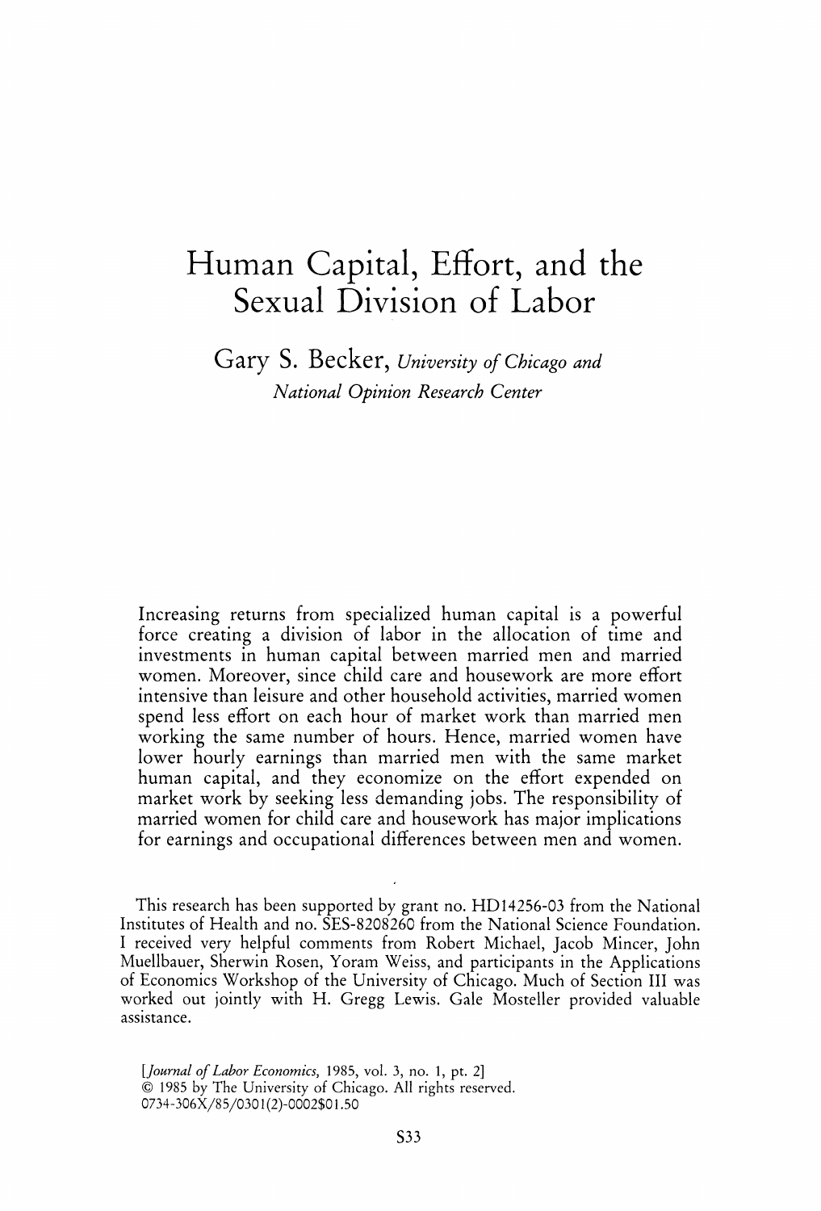# Human Capital, Effort, and the Sexual Division of Labor

Gary S. Becker, *University of Chicago and National Opinion Research Center*

Increasing returns from specialized human capital is a powerful force creating a division of labor in the allocation of time and investments in human capital between married men and married women. Moreover, since child care and housework are more effort intensive than leisure and other household activities, married women spend less effort on each hour of market work than married men working the same number of hours. Hence, married women have lower hourly earnings than married men with the same market human capital, and they economize on the effort expended on market work by seeking less demanding jobs. The responsibility of married women for child care and housework has major implications for earnings and occupational differences between men and women.

This research has been supported by grant no. HD14256-03 from the National Institutes of Health and no. SES-8208260 from the National Science Foundation. I received very helpful comments from Robert Michael, Jacob Mincer, John Muellbauer, Sherwin Rosen, Yoram Weiss, and participants in the Applications of Economics Workshop of the University of Chicago. Much of Section III was worked out jointly with H. Gregg Lewis. Gale Mosteller provided valuable assistance.

[*Journal of Labor Economics*, 1985, vol. 3, no. 1, pt. 2]
© 1985 by The University of Chicago. All rights reserved.
0734-306X/85/0301(2)-0002$01.50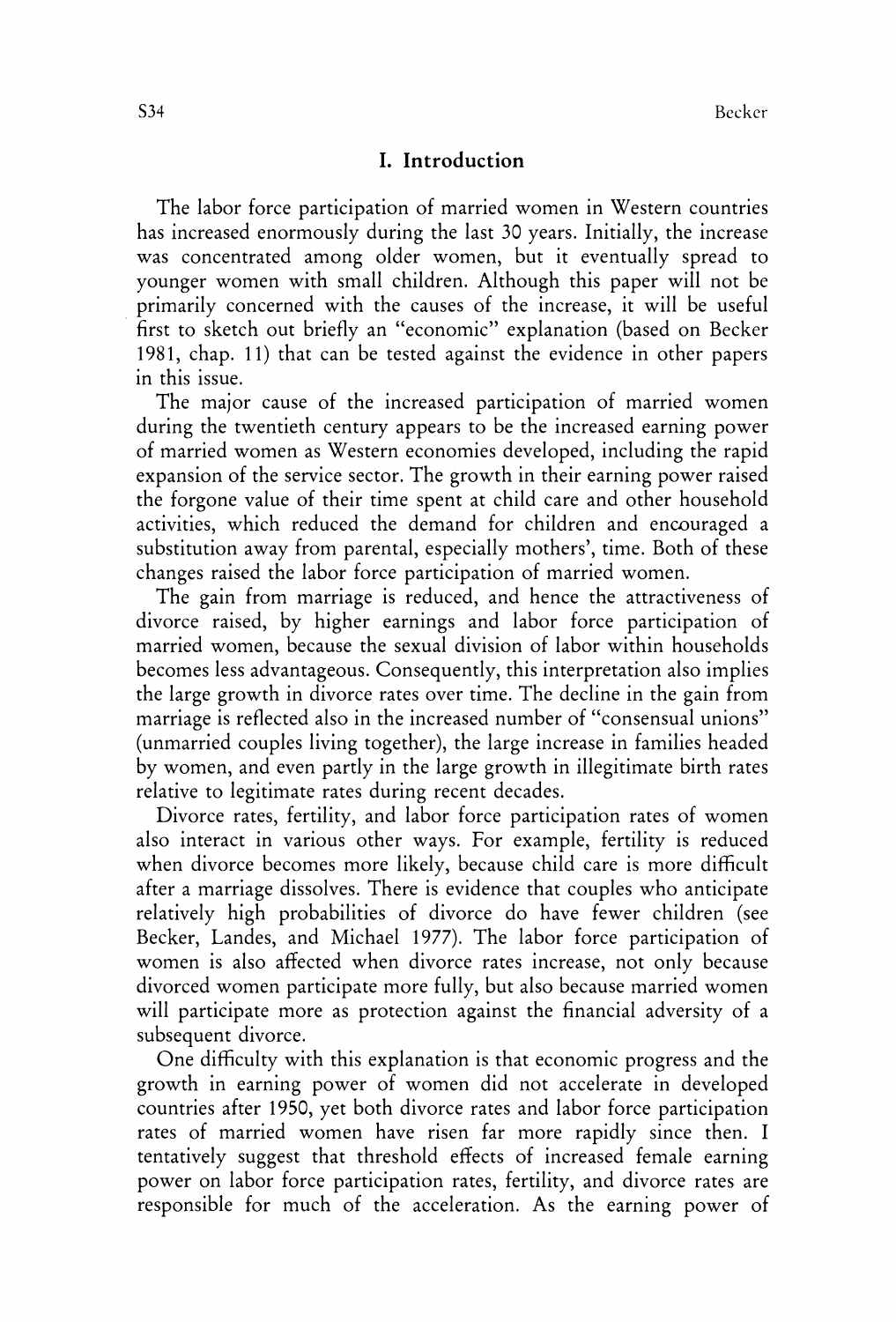## I. Introduction

The labor force participation of married women in Western countries has increased enormously during the last 30 years. Initially, the increase was concentrated among older women, but it eventually spread to younger women with small children. Although this paper will not be primarily concerned with the causes of the increase, it will be useful first to sketch out briefly an "economic" explanation (based on Becker 1981, chap. 11) that can be tested against the evidence in other papers in this issue.

The major cause of the increased participation of married women during the twentieth century appears to be the increased earning power of married women as Western economies developed, including the rapid expansion of the service sector. The growth in their earning power raised the forgone value of their time spent at child care and other household activities, which reduced the demand for children and encouraged a substitution away from parental, especially mothers', time. Both of these changes raised the labor force participation of married women.

The gain from marriage is reduced, and hence the attractiveness of divorce raised, by higher earnings and labor force participation of married women, because the sexual division of labor within households becomes less advantageous. Consequently, this interpretation also implies the large growth in divorce rates over time. The decline in the gain from marriage is reflected also in the increased number of "consensual unions" (unmarried couples living together), the large increase in families headed by women, and even partly in the large growth in illegitimate birth rates relative to legitimate rates during recent decades.

Divorce rates, fertility, and labor force participation rates of women also interact in various other ways. For example, fertility is reduced when divorce becomes more likely, because child care is more difficult after a marriage dissolves. There is evidence that couples who anticipate relatively high probabilities of divorce do have fewer children (see Becker, Landes, and Michael 1977). The labor force participation of women is also affected when divorce rates increase, not only because divorced women participate more fully, but also because married women will participate more as protection against the financial adversity of a subsequent divorce.

One difficulty with this explanation is that economic progress and the growth in earning power of women did not accelerate in developed countries after 1950, yet both divorce rates and labor force participation rates of married women have risen far more rapidly since then. I tentatively suggest that threshold effects of increased female earning power on labor force participation rates, fertility, and divorce rates are responsible for much of the acceleration. As the earning power of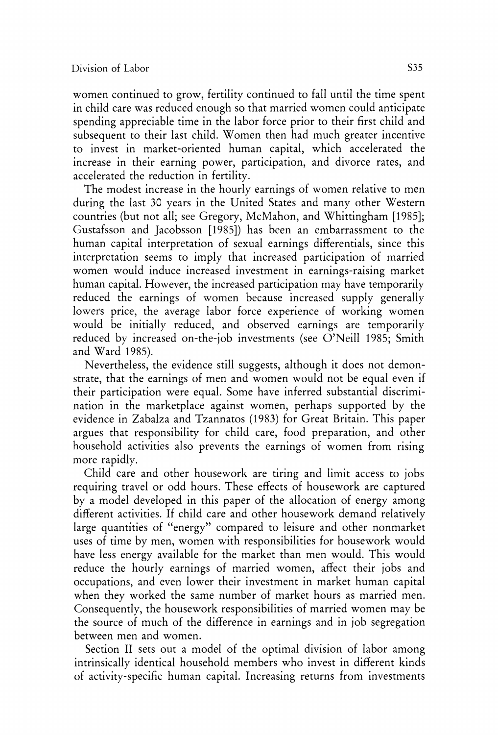women continued to grow, fertility continued to fall until the time spent in child care was reduced enough so that married women could anticipate spending appreciable time in the labor force prior to their first child and subsequent to their last child. Women then had much greater incentive to invest in market-oriented human capital, which accelerated the increase in their earning power, participation, and divorce rates, and accelerated the reduction in fertility.

The modest increase in the hourly earnings of women relative to men during the last 30 years in the United States and many other Western countries (but not all; see Gregory, McMahon, and Whittingham [1985]; Gustafsson and Jacobsson [1985]) has been an embarrassment to the human capital interpretation of sexual earnings differentials, since this interpretation seems to imply that increased participation of married women would induce increased investment in earnings-raising market human capital. However, the increased participation may have temporarily reduced the earnings of women because increased supply generally lowers price, the average labor force experience of working women would be initially reduced, and observed earnings are temporarily reduced by increased on-the-job investments (see O'Neill 1985; Smith and Ward 1985).

Nevertheless, the evidence still suggests, although it does not demonstrate, that the earnings of men and women would not be equal even if their participation were equal. Some have inferred substantial discrimination in the marketplace against women, perhaps supported by the evidence in Zabalza and Tzannatos (1983) for Great Britain. This paper argues that responsibility for child care, food preparation, and other household activities also prevents the earnings of women from rising more rapidly.

Child care and other housework are tiring and limit access to jobs requiring travel or odd hours. These effects of housework are captured by a model developed in this paper of the allocation of energy among different activities. If child care and other housework demand relatively large quantities of "energy" compared to leisure and other nonmarket uses of time by men, women with responsibilities for housework would have less energy available for the market than men would. This would reduce the hourly earnings of married women, affect their jobs and occupations, and even lower their investment in market human capital when they worked the same number of market hours as married men. Consequently, the housework responsibilities of married women may be the source of much of the difference in earnings and in job segregation between men and women.

Section II sets out a model of the optimal division of labor among intrinsically identical household members who invest in different kinds of activity-specific human capital. Increasing returns from investments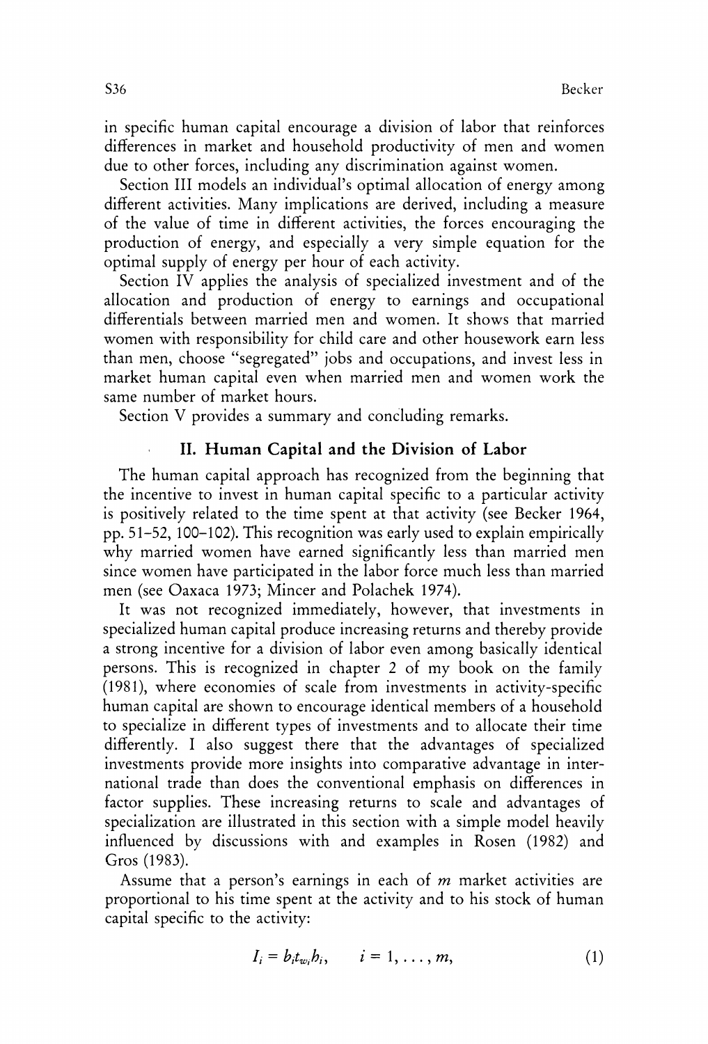in specific human capital encourage a division of labor that reinforces differences in market and household productivity of men and women due to other forces, including any discrimination against women.

Section III models an individual's optimal allocation of energy among different activities. Many implications are derived, including a measure of the value of time in different activities, the forces encouraging the production of energy, and especially a very simple equation for the optimal supply of energy per hour of each activity.

Section IV applies the analysis of specialized investment and of the allocation and production of energy to earnings and occupational differentials between married men and women. It shows that married women with responsibility for child care and other housework earn less than men, choose "segregated" jobs and occupations, and invest less in market human capital even when married men and women work the same number of market hours.

Section V provides a summary and concluding remarks.

## II. Human Capital and the Division of Labor

The human capital approach has recognized from the beginning that the incentive to invest in human capital specific to a particular activity is positively related to the time spent at that activity (see Becker 1964, pp. 51–52, 100–102). This recognition was early used to explain empirically why married women have earned significantly less than married men since women have participated in the labor force much less than married men (see Oaxaca 1973; Mincer and Polachek 1974).

It was not recognized immediately, however, that investments in specialized human capital produce increasing returns and thereby provide a strong incentive for a division of labor even among basically identical persons. This is recognized in chapter 2 of my book on the family (1981), where economies of scale from investments in activity-specific human capital are shown to encourage identical members of a household to specialize in different types of investments and to allocate their time differently. I also suggest there that the advantages of specialized investments provide more insights into comparative advantage in international trade than does the conventional emphasis on differences in factor supplies. These increasing returns to scale and advantages of specialization are illustrated in this section with a simple model heavily influenced by discussions with and examples in Rosen (1982) and Gros (1983).

Assume that a person's earnings in each of $m$ market activities are proportional to his time spent at the activity and to his stock of human capital specific to the activity:

$$I_i = b_i t_{w_i} h_i, \qquad i = 1, \ldots, m, \tag{1}$$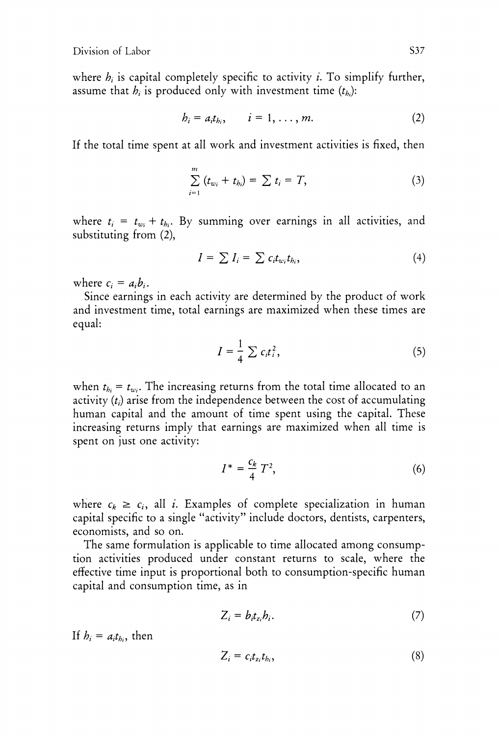where $h_i$ is capital completely specific to activity $i$. To simplify further, assume that $h_i$ is produced only with investment time ($t_{h_i}$):

$$h_i = a_i t_{h_i}, \qquad i = 1, \ldots, m. \tag{2}$$

If the total time spent at all work and investment activities is fixed, then

$$\sum_{i=1}^{m} (t_{w_i} + t_{h_i}) = \sum t_i = T, \tag{3}$$

where $t_i = t_{w_i} + t_{h_i}$. By summing over earnings in all activities, and substituting from (2),

$$I = \sum I_i = \sum c_i t_{w_i} t_{h_i}, \tag{4}$$

where $c_i = a_i b_i$.

Since earnings in each activity are determined by the product of work and investment time, total earnings are maximized when these times are equal:

$$I = \frac{1}{4} \sum c_i t_i^2, \tag{5}$$

when $t_{h_i} = t_{w_i}$. The increasing returns from the total time allocated to an activity ($t_i$) arise from the independence between the cost of accumulating human capital and the amount of time spent using the capital. These increasing returns imply that earnings are maximized when all time is spent on just one activity:

$$I^* = \frac{c_k}{4} T^2, \tag{6}$$

where $c_k \geq c_i$, all $i$. Examples of complete specialization in human capital specific to a single "activity" include doctors, dentists, carpenters, economists, and so on.

The same formulation is applicable to time allocated among consumption activities produced under constant returns to scale, where the effective time input is proportional both to consumption-specific human capital and consumption time, as in

$$Z_i = b_i t_{z_i} h_i. \tag{7}$$

If $h_i = a_i t_{h_i}$, then

$$Z_i = c_i t_{z_i} t_{h_i}, \tag{8}$$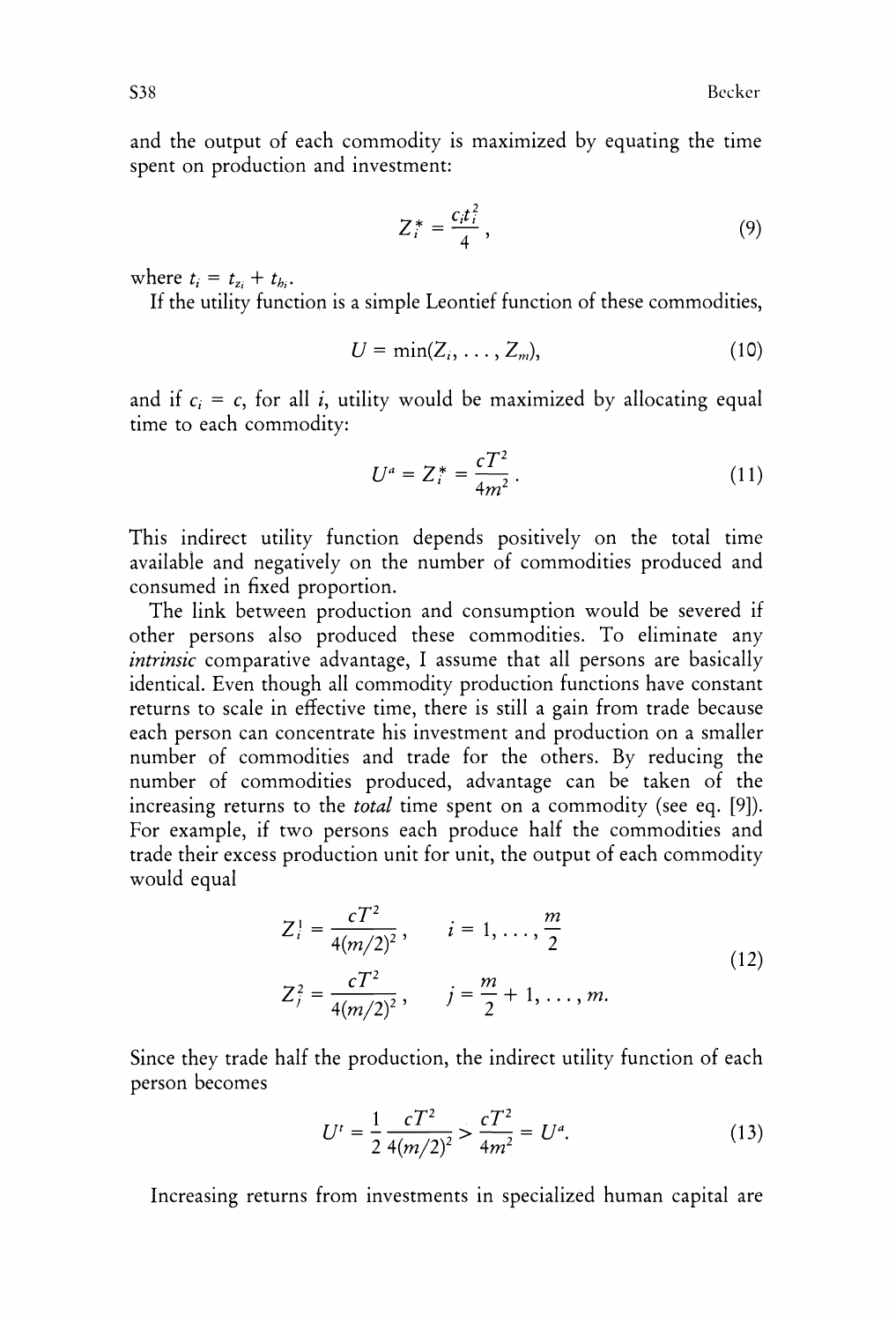and the output of each commodity is maximized by equating the time spent on production and investment:

$$Z_i^* = \frac{c_i t_i^2}{4}, \tag{9}$$

where $t_i = t_{z_i} + t_{h_i}$.

If the utility function is a simple Leontief function of these commodities,

$$U = \min(Z_i, \ldots, Z_m), \tag{10}$$

and if $c_i = c$, for all $i$, utility would be maximized by allocating equal time to each commodity:

$$U^a = Z_i^* = \frac{cT^2}{4m^2}. \tag{11}$$

This indirect utility function depends positively on the total time available and negatively on the number of commodities produced and consumed in fixed proportion.

The link between production and consumption would be severed if other persons also produced these commodities. To eliminate any *intrinsic* comparative advantage, I assume that all persons are basically identical. Even though all commodity production functions have constant returns to scale in effective time, there is still a gain from trade because each person can concentrate his investment and production on a smaller number of commodities and trade for the others. By reducing the number of commodities produced, advantage can be taken of the increasing returns to the *total* time spent on a commodity (see eq. [9]). For example, if two persons each produce half the commodities and trade their excess production unit for unit, the output of each commodity would equal

$$\begin{aligned} Z_i^1 &= \frac{cT^2}{4(m/2)^2}, \qquad i = 1, \ldots, \frac{m}{2} \\ Z_j^2 &= \frac{cT^2}{4(m/2)^2}, \qquad j = \frac{m}{2} + 1, \ldots, m. \end{aligned} \tag{12}$$

Since they trade half the production, the indirect utility function of each person becomes

$$U^t = \frac{1}{2} \frac{cT^2}{4(m/2)^2} > \frac{cT^2}{4m^2} = U^a. \tag{13}$$

Increasing returns from investments in specialized human capital are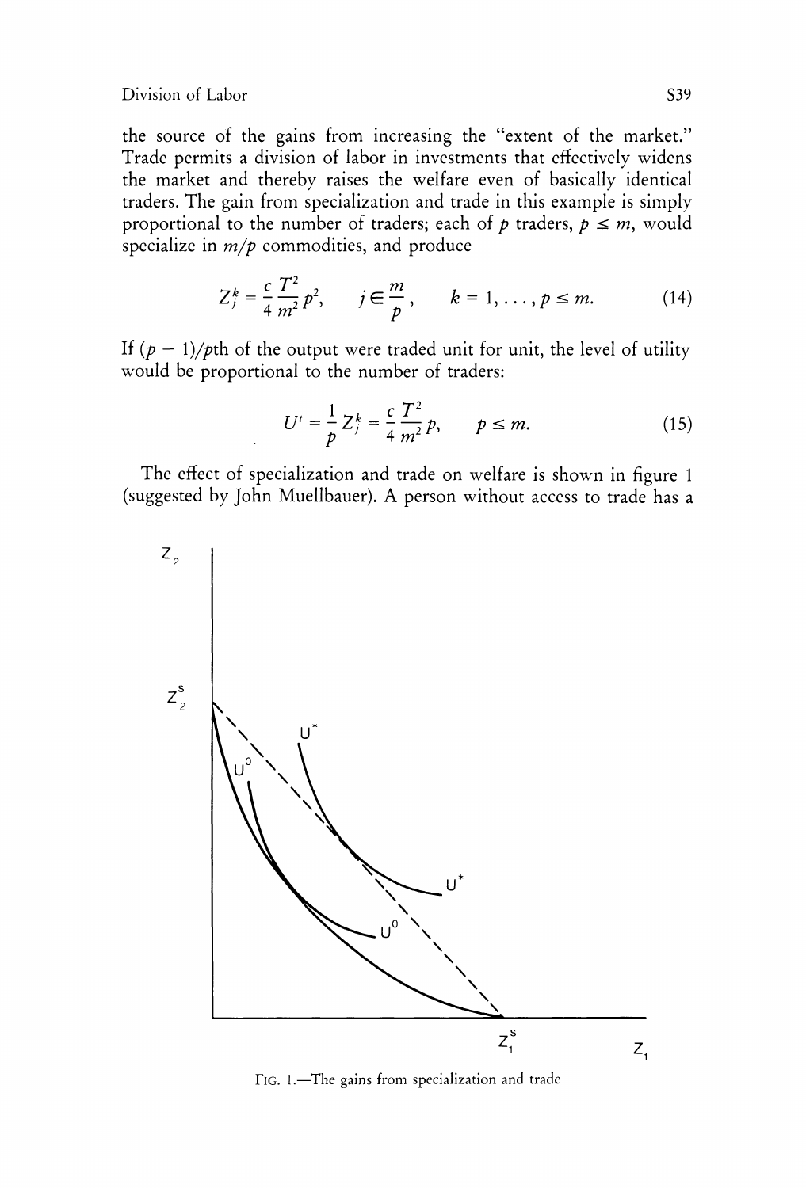the source of the gains from increasing the "extent of the market." Trade permits a division of labor in investments that effectively widens the market and thereby raises the welfare even of basically identical traders. The gain from specialization and trade in this example is simply proportional to the number of traders; each of $p$ traders, $p \leq m$, would specialize in $m/p$ commodities, and produce

$$Z_j^k = \frac{c}{4}\frac{T^2}{m^2}p^2, \qquad j \in \frac{m}{p}, \qquad k = 1, \ldots, p \leq m. \tag{14}$$

If $(p - 1)/p$th of the output were traded unit for unit, the level of utility would be proportional to the number of traders:

$$U^t = \frac{1}{p}Z_j^k = \frac{c}{4}\frac{T^2}{m^2}p, \qquad p \leq m. \tag{15}$$

The effect of specialization and trade on welfare is shown in figure 1 (suggested by John Muellbauer). A person without access to trade has a

FIG. 1.—The gains from specialization and trade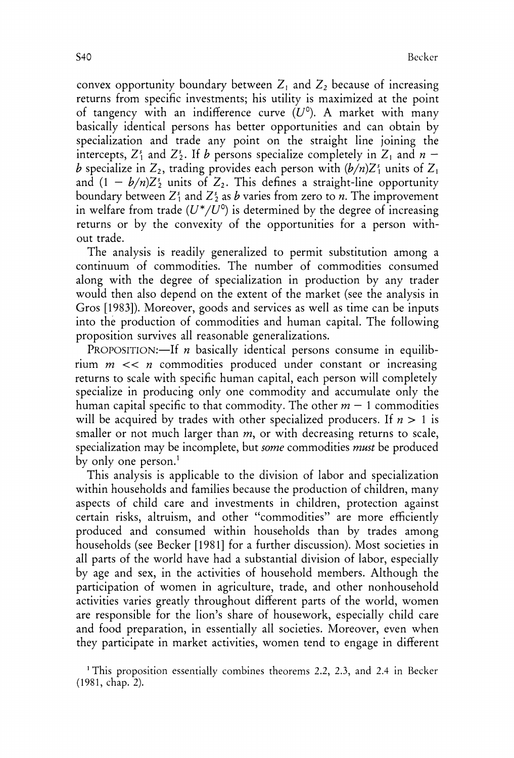convex opportunity boundary between $Z_1$ and $Z_2$ because of increasing returns from specific investments; his utility is maximized at the point of tangency with an indifference curve ($U^0$). A market with many basically identical persons has better opportunities and can obtain by specialization and trade any point on the straight line joining the intercepts, $Z_1^s$ and $Z_2^s$. If $b$ persons specialize completely in $Z_1$ and $n - b$ specialize in $Z_2$, trading provides each person with $(b/n)Z_1^s$ units of $Z_1$ and $(1 - b/n)Z_2^s$ units of $Z_2$. This defines a straight-line opportunity boundary between $Z_1^s$ and $Z_2^s$ as $b$ varies from zero to $n$. The improvement in welfare from trade ($U^*/U^0$) is determined by the degree of increasing returns or by the convexity of the opportunities for a person without trade.

The analysis is readily generalized to permit substitution among a continuum of commodities. The number of commodities consumed along with the degree of specialization in production by any trader would then also depend on the extent of the market (see the analysis in Gros [1983]). Moreover, goods and services as well as time can be inputs into the production of commodities and human capital. The following proposition survives all reasonable generalizations.

PROPOSITION:—If $n$ basically identical persons consume in equilibrium $m << n$ commodities produced under constant or increasing returns to scale with specific human capital, each person will completely specialize in producing only one commodity and accumulate only the human capital specific to that commodity. The other $m - 1$ commodities will be acquired by trades with other specialized producers. If $n > 1$ is smaller or not much larger than $m$, or with decreasing returns to scale, specialization may be incomplete, but *some* commodities *must* be produced by only one person.[1]

This analysis is applicable to the division of labor and specialization within households and families because the production of children, many aspects of child care and investments in children, protection against certain risks, altruism, and other "commodities" are more efficiently produced and consumed within households than by trades among households (see Becker [1981] for a further discussion). Most societies in all parts of the world have had a substantial division of labor, especially by age and sex, in the activities of household members. Although the participation of women in agriculture, trade, and other nonhousehold activities varies greatly throughout different parts of the world, women are responsible for the lion's share of housework, especially child care and food preparation, in essentially all societies. Moreover, even when they participate in market activities, women tend to engage in different

[1] This proposition essentially combines theorems 2.2, 2.3, and 2.4 in Becker (1981, chap. 2).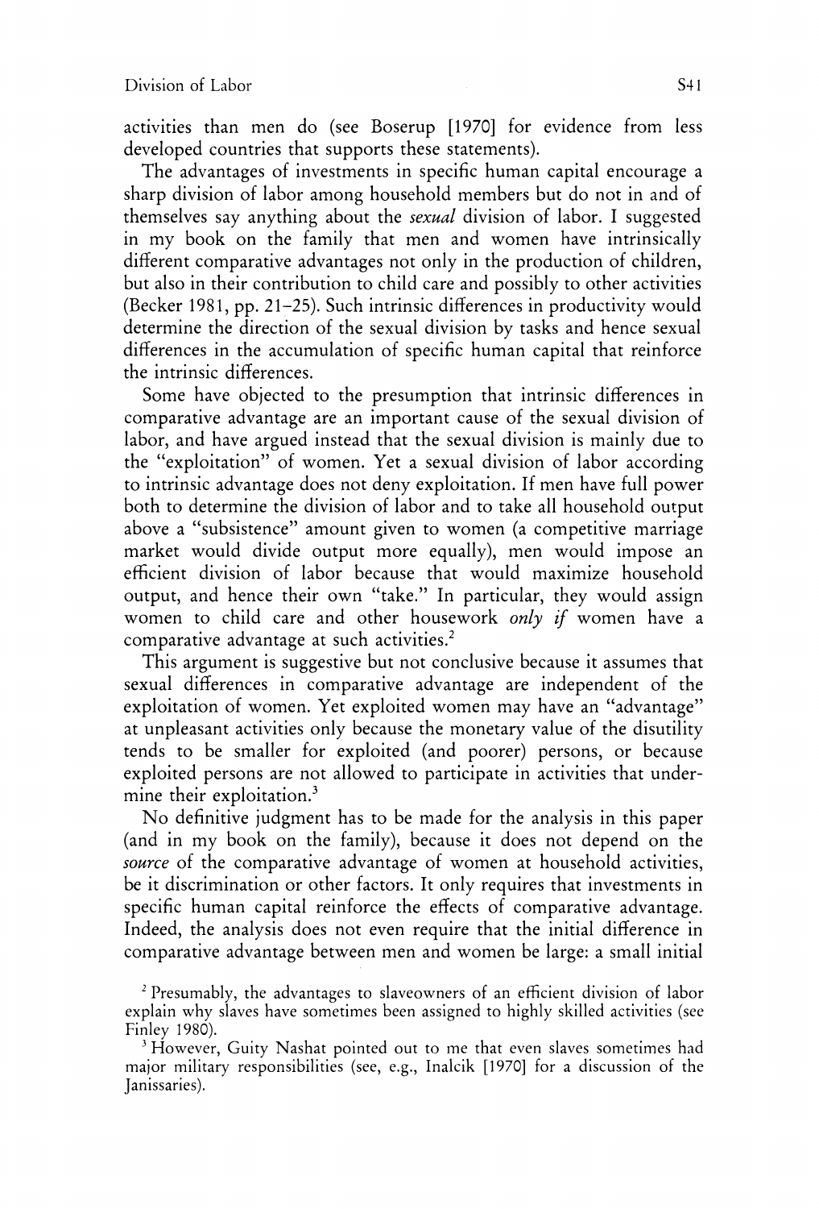activities than men do (see Boserup [1970] for evidence from less developed countries that supports these statements).

The advantages of investments in specific human capital encourage a sharp division of labor among household members but do not in and of themselves say anything about the *sexual* division of labor. I suggested in my book on the family that men and women have intrinsically different comparative advantages not only in the production of children, but also in their contribution to child care and possibly to other activities (Becker 1981, pp. 21–25). Such intrinsic differences in productivity would determine the direction of the sexual division by tasks and hence sexual differences in the accumulation of specific human capital that reinforce the intrinsic differences.

Some have objected to the presumption that intrinsic differences in comparative advantage are an important cause of the sexual division of labor, and have argued instead that the sexual division is mainly due to the "exploitation" of women. Yet a sexual division of labor according to intrinsic advantage does not deny exploitation. If men have full power both to determine the division of labor and to take all household output above a "subsistence" amount given to women (a competitive marriage market would divide output more equally), men would impose an efficient division of labor because that would maximize household output, and hence their own "take." In particular, they would assign women to child care and other housework *only if* women have a comparative advantage at such activities.[2]

This argument is suggestive but not conclusive because it assumes that sexual differences in comparative advantage are independent of the exploitation of women. Yet exploited women may have an "advantage" at unpleasant activities only because the monetary value of the disutility tends to be smaller for exploited (and poorer) persons, or because exploited persons are not allowed to participate in activities that undermine their exploitation.[3]

No definitive judgment has to be made for the analysis in this paper (and in my book on the family), because it does not depend on the *source* of the comparative advantage of women at household activities, be it discrimination or other factors. It only requires that investments in specific human capital reinforce the effects of comparative advantage. Indeed, the analysis does not even require that the initial difference in comparative advantage between men and women be large: a small initial

[2] Presumably, the advantages to slaveowners of an efficient division of labor explain why slaves have sometimes been assigned to highly skilled activities (see Finley 1980).

[3] However, Guity Nashat pointed out to me that even slaves sometimes had major military responsibilities (see, e.g., Inalcik [1970] for a discussion of the Janissaries).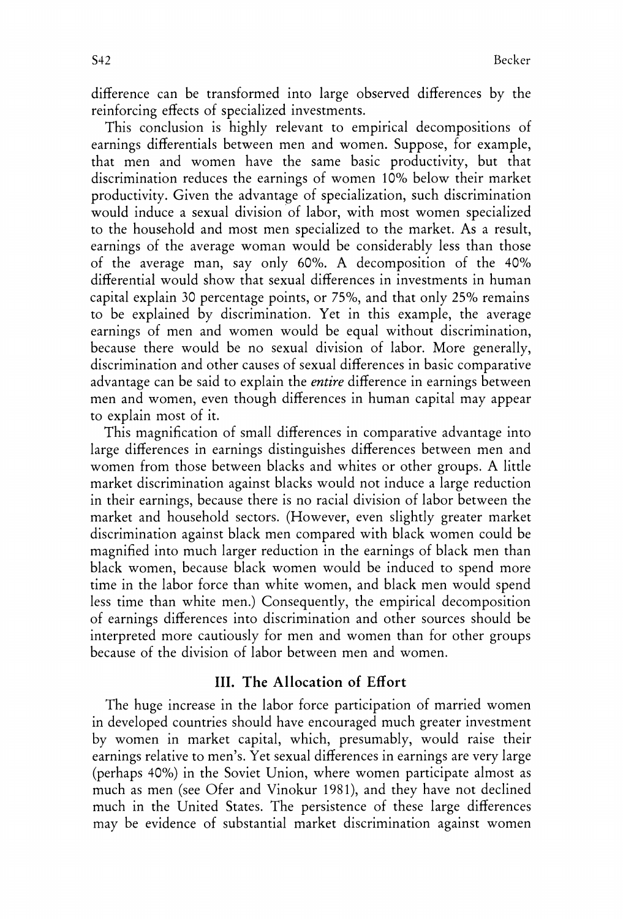difference can be transformed into large observed differences by the reinforcing effects of specialized investments.

This conclusion is highly relevant to empirical decompositions of earnings differentials between men and women. Suppose, for example, that men and women have the same basic productivity, but that discrimination reduces the earnings of women 10% below their market productivity. Given the advantage of specialization, such discrimination would induce a sexual division of labor, with most women specialized to the household and most men specialized to the market. As a result, earnings of the average woman would be considerably less than those of the average man, say only 60%. A decomposition of the 40% differential would show that sexual differences in investments in human capital explain 30 percentage points, or 75%, and that only 25% remains to be explained by discrimination. Yet in this example, the average earnings of men and women would be equal without discrimination, because there would be no sexual division of labor. More generally, discrimination and other causes of sexual differences in basic comparative advantage can be said to explain the *entire* difference in earnings between men and women, even though differences in human capital may appear to explain most of it.

This magnification of small differences in comparative advantage into large differences in earnings distinguishes differences between men and women from those between blacks and whites or other groups. A little market discrimination against blacks would not induce a large reduction in their earnings, because there is no racial division of labor between the market and household sectors. (However, even slightly greater market discrimination against black men compared with black women could be magnified into much larger reduction in the earnings of black men than black women, because black women would be induced to spend more time in the labor force than white women, and black men would spend less time than white men.) Consequently, the empirical decomposition of earnings differences into discrimination and other sources should be interpreted more cautiously for men and women than for other groups because of the division of labor between men and women.

## III. The Allocation of Effort

The huge increase in the labor force participation of married women in developed countries should have encouraged much greater investment by women in market capital, which, presumably, would raise their earnings relative to men's. Yet sexual differences in earnings are very large (perhaps 40%) in the Soviet Union, where women participate almost as much as men (see Ofer and Vinokur 1981), and they have not declined much in the United States. The persistence of these large differences may be evidence of substantial market discrimination against women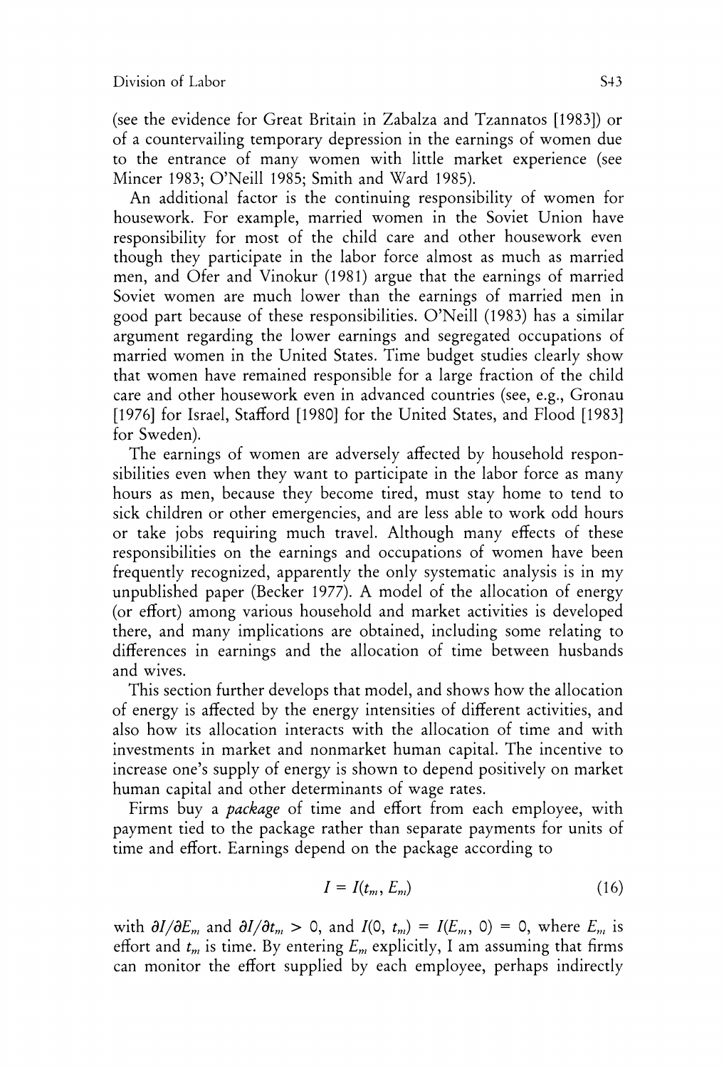(see the evidence for Great Britain in Zabalza and Tzannatos [1983]) or of a countervailing temporary depression in the earnings of women due to the entrance of many women with little market experience (see Mincer 1983; O'Neill 1985; Smith and Ward 1985).

An additional factor is the continuing responsibility of women for housework. For example, married women in the Soviet Union have responsibility for most of the child care and other housework even though they participate in the labor force almost as much as married men, and Ofer and Vinokur (1981) argue that the earnings of married Soviet women are much lower than the earnings of married men in good part because of these responsibilities. O'Neill (1983) has a similar argument regarding the lower earnings and segregated occupations of married women in the United States. Time budget studies clearly show that women have remained responsible for a large fraction of the child care and other housework even in advanced countries (see, e.g., Gronau [1976] for Israel, Stafford [1980] for the United States, and Flood [1983] for Sweden).

The earnings of women are adversely affected by household responsibilities even when they want to participate in the labor force as many hours as men, because they become tired, must stay home to tend to sick children or other emergencies, and are less able to work odd hours or take jobs requiring much travel. Although many effects of these responsibilities on the earnings and occupations of women have been frequently recognized, apparently the only systematic analysis is in my unpublished paper (Becker 1977). A model of the allocation of energy (or effort) among various household and market activities is developed there, and many implications are obtained, including some relating to differences in earnings and the allocation of time between husbands and wives.

This section further develops that model, and shows how the allocation of energy is affected by the energy intensities of different activities, and also how its allocation interacts with the allocation of time and with investments in market and nonmarket human capital. The incentive to increase one's supply of energy is shown to depend positively on market human capital and other determinants of wage rates.

Firms buy a *package* of time and effort from each employee, with payment tied to the package rather than separate payments for units of time and effort. Earnings depend on the package according to

$$I = I(t_m, E_m) \tag{16}$$

with $\partial I/\partial E_m$ and $\partial I/\partial t_m > 0$, and $I(0, t_m) = I(E_m, 0) = 0$, where $E_m$ is effort and $t_m$ is time. By entering $E_m$ explicitly, I am assuming that firms can monitor the effort supplied by each employee, perhaps indirectly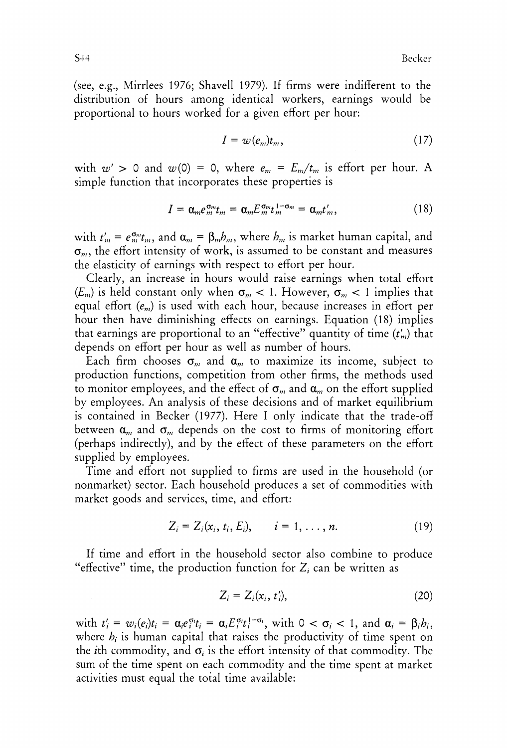(see, e.g., Mirrlees 1976; Shavell 1979). If firms were indifferent to the distribution of hours among identical workers, earnings would be proportional to hours worked for a given effort per hour:

$$I = w(e_m)t_m, \tag{17}$$

with $w' > 0$ and $w(0) = 0$, where $e_m = E_m/t_m$ is effort per hour. A simple function that incorporates these properties is

$$I = \alpha_m e_m^{\sigma_m} t_m = \alpha_m E_m^{\sigma_m} t_m^{1-\sigma_m} = \alpha_m t'_m, \tag{18}$$

with $t'_m = e_m^{\sigma_m} t_m$, and $\alpha_m = \beta_m h_m$, where $h_m$ is market human capital, and $\sigma_m$, the effort intensity of work, is assumed to be constant and measures the elasticity of earnings with respect to effort per hour.

Clearly, an increase in hours would raise earnings when total effort ($E_m$) is held constant only when $\sigma_m < 1$. However, $\sigma_m < 1$ implies that equal effort ($e_m$) is used with each hour, because increases in effort per hour then have diminishing effects on earnings. Equation (18) implies that earnings are proportional to an "effective" quantity of time ($t'_m$) that depends on effort per hour as well as number of hours.

Each firm chooses $\sigma_m$ and $\alpha_m$ to maximize its income, subject to production functions, competition from other firms, the methods used to monitor employees, and the effect of $\sigma_m$ and $\alpha_m$ on the effort supplied by employees. An analysis of these decisions and of market equilibrium is contained in Becker (1977). Here I only indicate that the trade-off between $\alpha_m$ and $\sigma_m$ depends on the cost to firms of monitoring effort (perhaps indirectly), and by the effect of these parameters on the effort supplied by employees.

Time and effort not supplied to firms are used in the household (or nonmarket) sector. Each household produces a set of commodities with market goods and services, time, and effort:

$$Z_i = Z_i(x_i, t_i, E_i), \qquad i = 1, \ldots, n. \tag{19}$$

If time and effort in the household sector also combine to produce "effective" time, the production function for $Z_i$ can be written as

$$Z_i = Z_i(x_i, t'_i), \tag{20}$$

with $t'_i = w_i(e_i)t_i = \alpha_i e_i^{\sigma_i} t_i = \alpha_i E_i^{\sigma_i} t_i^{1-\sigma_i}$, with $0 < \sigma_i < 1$, and $\alpha_i = \beta_i h_i$, where $h_i$ is human capital that raises the productivity of time spent on the $i$th commodity, and $\sigma_i$ is the effort intensity of that commodity. The sum of the time spent on each commodity and the time spent at market activities must equal the total time available: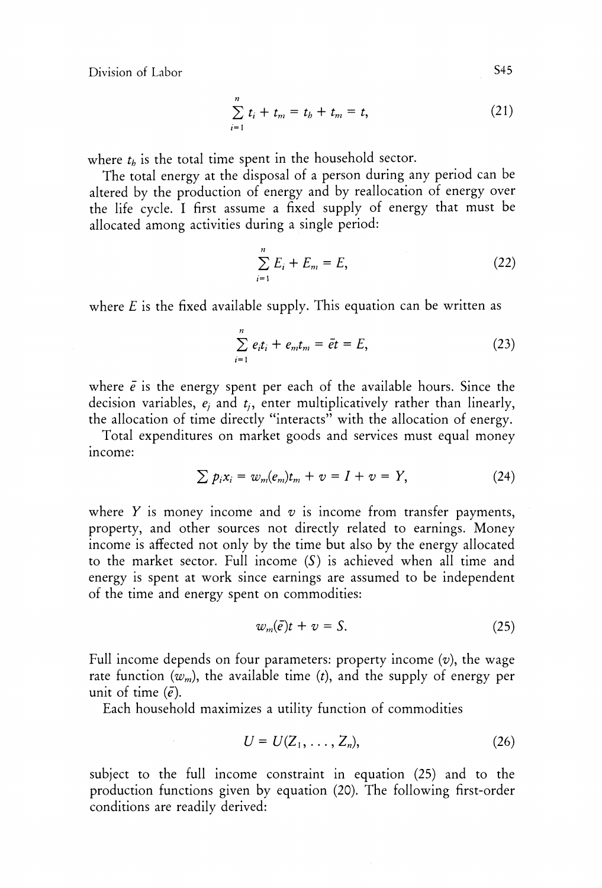$$\sum_{i=1}^{n} t_i + t_m = t_h + t_m = t, \tag{21}$$

where $t_h$ is the total time spent in the household sector.

The total energy at the disposal of a person during any period can be altered by the production of energy and by reallocation of energy over the life cycle. I first assume a fixed supply of energy that must be allocated among activities during a single period:

$$\sum_{i=1}^{n} E_i + E_m = E, \tag{22}$$

where $E$ is the fixed available supply. This equation can be written as

$$\sum_{i=1}^{n} e_i t_i + e_m t_m = \bar{e}t = E, \tag{23}$$

where $\bar{e}$ is the energy spent per each of the available hours. Since the decision variables, $e_j$ and $t_j$, enter multiplicatively rather than linearly, the allocation of time directly "interacts" with the allocation of energy.

Total expenditures on market goods and services must equal money income:

$$\sum p_i x_i = w_m(e_m)t_m + v = I + v = Y, \tag{24}$$

where $Y$ is money income and $v$ is income from transfer payments, property, and other sources not directly related to earnings. Money income is affected not only by the time but also by the energy allocated to the market sector. Full income ($S$) is achieved when all time and energy is spent at work since earnings are assumed to be independent of the time and energy spent on commodities:

$$w_m(\bar{e})t + v = S. \tag{25}$$

Full income depends on four parameters: property income ($v$), the wage rate function ($w_m$), the available time ($t$), and the supply of energy per unit of time ($\bar{e}$).

Each household maximizes a utility function of commodities

$$U = U(Z_1, \ldots, Z_n), \tag{26}$$

subject to the full income constraint in equation (25) and to the production functions given by equation (20). The following first-order conditions are readily derived: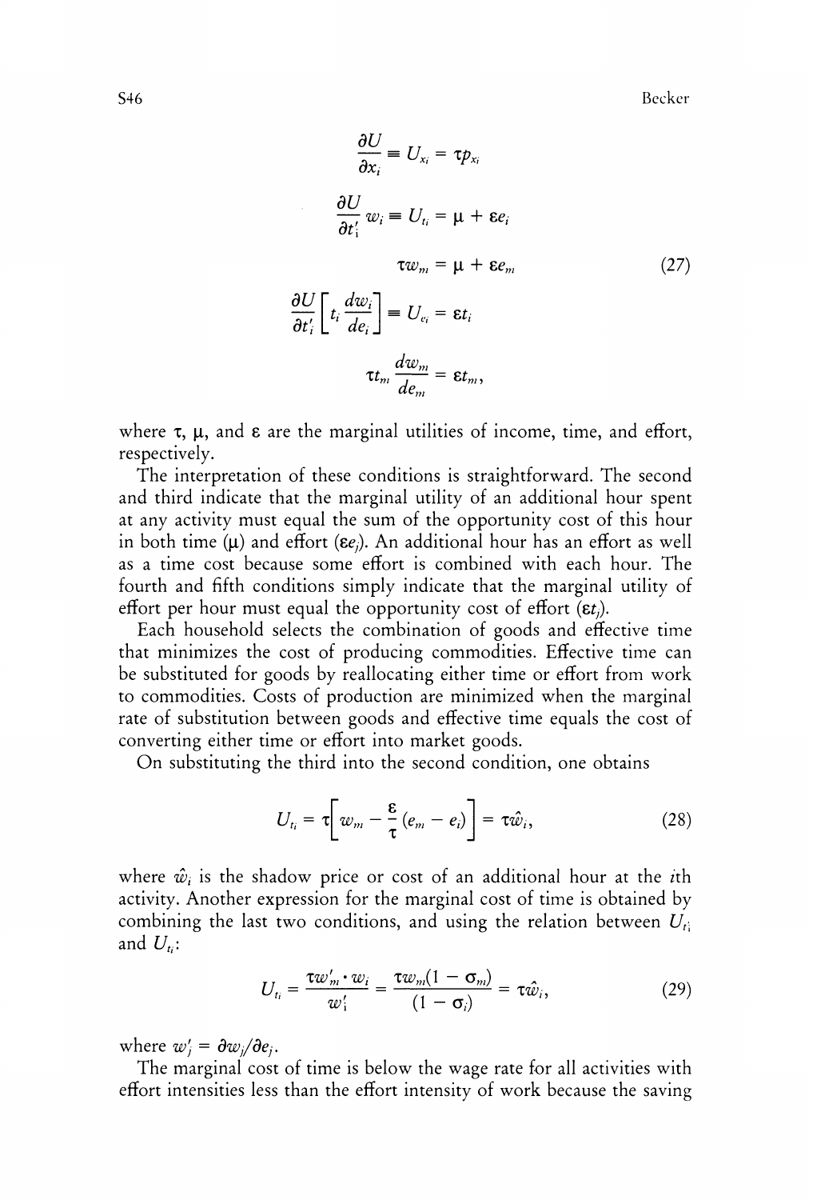$$
\begin{aligned}
\frac{\partial U}{\partial x_i} &\equiv U_{x_i} = \tau p_{x_i} \\
\frac{\partial U}{\partial t_i'} w_i &\equiv U_{t_i} = \mu + \varepsilon e_i \\
\tau w_m &= \mu + \varepsilon e_m \\
\frac{\partial U}{\partial t_i'}\left[t_i \frac{dw_i}{de_i}\right] &\equiv U_{e_i} = \varepsilon t_i \\
\tau t_m \frac{dw_m}{de_m} &= \varepsilon t_m ,
\end{aligned}
\tag{27}
$$

where $\tau$, $\mu$, and $\varepsilon$ are the marginal utilities of income, time, and effort, respectively.

The interpretation of these conditions is straightforward. The second and third indicate that the marginal utility of an additional hour spent at any activity must equal the sum of the opportunity cost of this hour in both time ($\mu$) and effort ($\varepsilon e_j$). An additional hour has an effort as well as a time cost because some effort is combined with each hour. The fourth and fifth conditions simply indicate that the marginal utility of effort per hour must equal the opportunity cost of effort ($\varepsilon t_j$).

Each household selects the combination of goods and effective time that minimizes the cost of producing commodities. Effective time can be substituted for goods by reallocating either time or effort from work to commodities. Costs of production are minimized when the marginal rate of substitution between goods and effective time equals the cost of converting either time or effort into market goods.

On substituting the third into the second condition, one obtains

$$
U_{t_i} = \tau\left[w_m - \frac{\varepsilon}{\tau}(e_m - e_i)\right] = \tau \hat{w}_i , \tag{28}
$$

where $\hat{w}_i$ is the shadow price or cost of an additional hour at the $i$th activity. Another expression for the marginal cost of time is obtained by combining the last two conditions, and using the relation between $U_{t_i'}$ and $U_{t_i}$:

$$
U_{t_i} = \frac{\tau w_m' \cdot w_i}{w_i'} = \frac{\tau w_m (1 - \sigma_m)}{(1 - \sigma_i)} = \tau \hat{w}_i , \tag{29}
$$

where $w_j' = \partial w_j / \partial e_j$.

The marginal cost of time is below the wage rate for all activities with effort intensities less than the effort intensity of work because the saving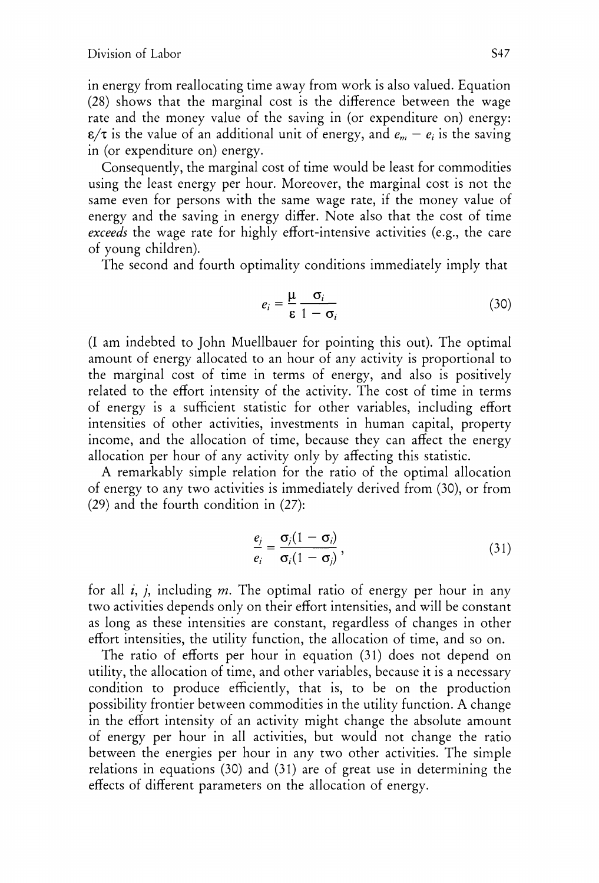in energy from reallocating time away from work is also valued. Equation (28) shows that the marginal cost is the difference between the wage rate and the money value of the saving in (or expenditure on) energy: $\varepsilon/\tau$ is the value of an additional unit of energy, and $e_m - e_i$ is the saving in (or expenditure on) energy.

Consequently, the marginal cost of time would be least for commodities using the least energy per hour. Moreover, the marginal cost is not the same even for persons with the same wage rate, if the money value of energy and the saving in energy differ. Note also that the cost of time *exceeds* the wage rate for highly effort-intensive activities (e.g., the care of young children).

The second and fourth optimality conditions immediately imply that

$$e_i = \frac{\mu}{\varepsilon} \frac{\sigma_i}{1 - \sigma_i} \tag{30}$$

(I am indebted to John Muellbauer for pointing this out). The optimal amount of energy allocated to an hour of any activity is proportional to the marginal cost of time in terms of energy, and also is positively related to the effort intensity of the activity. The cost of time in terms of energy is a sufficient statistic for other variables, including effort intensities of other activities, investments in human capital, property income, and the allocation of time, because they can affect the energy allocation per hour of any activity only by affecting this statistic.

A remarkably simple relation for the ratio of the optimal allocation of energy to any two activities is immediately derived from (30), or from (29) and the fourth condition in (27):

$$\frac{e_j}{e_i} = \frac{\sigma_j(1 - \sigma_i)}{\sigma_i(1 - \sigma_j)}, \tag{31}$$

for all $i$, $j$, including $m$. The optimal ratio of energy per hour in any two activities depends only on their effort intensities, and will be constant as long as these intensities are constant, regardless of changes in other effort intensities, the utility function, the allocation of time, and so on.

The ratio of efforts per hour in equation (31) does not depend on utility, the allocation of time, and other variables, because it is a necessary condition to produce efficiently, that is, to be on the production possibility frontier between commodities in the utility function. A change in the effort intensity of an activity might change the absolute amount of energy per hour in all activities, but would not change the ratio between the energies per hour in any two other activities. The simple relations in equations (30) and (31) are of great use in determining the effects of different parameters on the allocation of energy.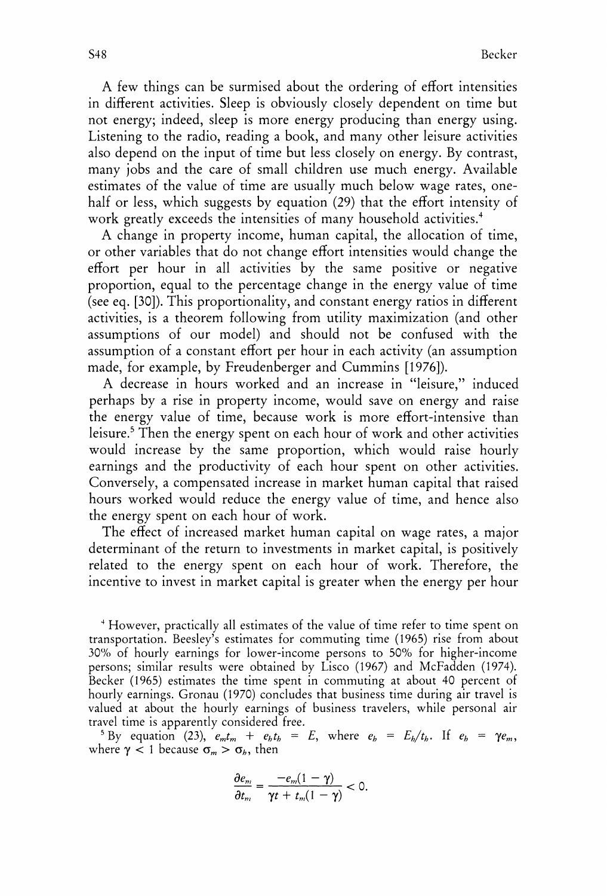A few things can be surmised about the ordering of effort intensities in different activities. Sleep is obviously closely dependent on time but not energy; indeed, sleep is more energy producing than energy using. Listening to the radio, reading a book, and many other leisure activities also depend on the input of time but less closely on energy. By contrast, many jobs and the care of small children use much energy. Available estimates of the value of time are usually much below wage rates, one-half or less, which suggests by equation (29) that the effort intensity of work greatly exceeds the intensities of many household activities.[4]

A change in property income, human capital, the allocation of time, or other variables that do not change effort intensities would change the effort per hour in all activities by the same positive or negative proportion, equal to the percentage change in the energy value of time (see eq. [30]). This proportionality, and constant energy ratios in different activities, is a theorem following from utility maximization (and other assumptions of our model) and should not be confused with the assumption of a constant effort per hour in each activity (an assumption made, for example, by Freudenberger and Cummins [1976]).

A decrease in hours worked and an increase in "leisure," induced perhaps by a rise in property income, would save on energy and raise the energy value of time, because work is more effort-intensive than leisure.[5] Then the energy spent on each hour of work and other activities would increase by the same proportion, which would raise hourly earnings and the productivity of each hour spent on other activities. Conversely, a compensated increase in market human capital that raised hours worked would reduce the energy value of time, and hence also the energy spent on each hour of work.

The effect of increased market human capital on wage rates, a major determinant of the return to investments in market capital, is positively related to the energy spent on each hour of work. Therefore, the incentive to invest in market capital is greater when the energy per hour

[4] However, practically all estimates of the value of time refer to time spent on transportation. Beesley's estimates for commuting time (1965) rise from about 30% of hourly earnings for lower-income persons to 50% for higher-income persons; similar results were obtained by Lisco (1967) and McFadden (1974). Becker (1965) estimates the time spent in commuting at about 40 percent of hourly earnings. Gronau (1970) concludes that business time during air travel is valued at about the hourly earnings of business travelers, while personal air travel time is apparently considered free.

[5] By equation (23), $e_m t_m + e_h t_h = E$, where $e_h = E_h/t_h$. If $e_h = \gamma e_m$, where $\gamma < 1$ because $\sigma_m > \sigma_h$, then

$$\frac{\partial e_m}{\partial t_m} = \frac{-e_m(1-\gamma)}{\gamma t + t_m(1-\gamma)} < 0.$$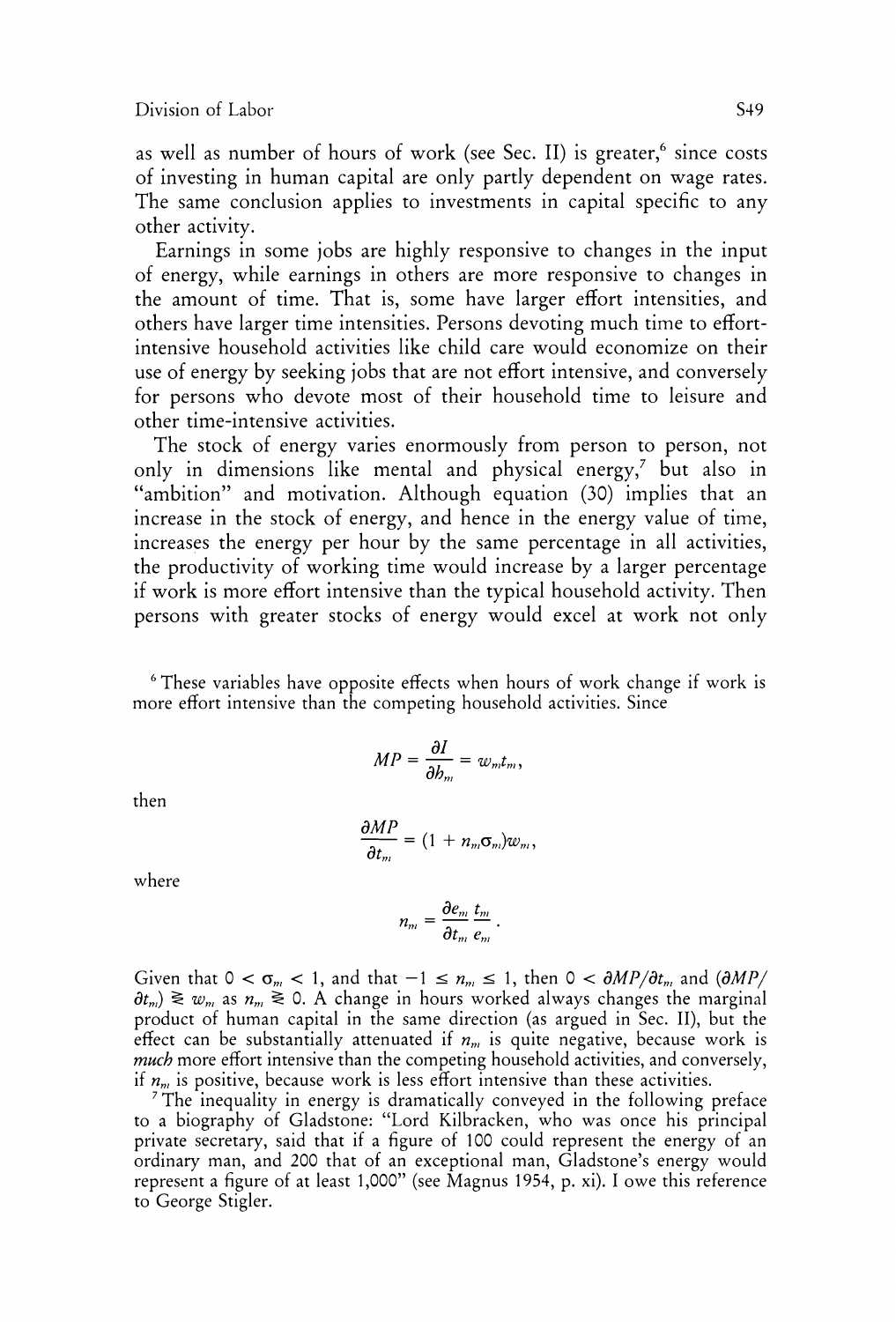as well as number of hours of work (see Sec. II) is greater,[6] since costs of investing in human capital are only partly dependent on wage rates. The same conclusion applies to investments in capital specific to any other activity.

Earnings in some jobs are highly responsive to changes in the input of energy, while earnings in others are more responsive to changes in the amount of time. That is, some have larger effort intensities, and others have larger time intensities. Persons devoting much time to effort-intensive household activities like child care would economize on their use of energy by seeking jobs that are not effort intensive, and conversely for persons who devote most of their household time to leisure and other time-intensive activities.

The stock of energy varies enormously from person to person, not only in dimensions like mental and physical energy,[7] but also in "ambition" and motivation. Although equation (30) implies that an increase in the stock of energy, and hence in the energy value of time, increases the energy per hour by the same percentage in all activities, the productivity of working time would increase by a larger percentage if work is more effort intensive than the typical household activity. Then persons with greater stocks of energy would excel at work not only

[6] These variables have opposite effects when hours of work change if work is more effort intensive than the competing household activities. Since

$$MP = \frac{\partial I}{\partial h_m} = w_m t_m,$$

then

$$\frac{\partial MP}{\partial t_m} = (1 + n_m \sigma_m) w_m,$$

where

$$n_m = \frac{\partial e_m}{\partial t_m} \frac{t_m}{e_m}.$$

Given that $0 < \sigma_m < 1$, and that $-1 \leq n_m \leq 1$, then $0 < \partial MP/\partial t_m$ and $(\partial MP/\partial t_m) \gtreqless w_m$ as $n_m \gtreqless 0$. A change in hours worked always changes the marginal product of human capital in the same direction (as argued in Sec. II), but the effect can be substantially attenuated if $n_m$ is quite negative, because work is *much* more effort intensive than the competing household activities, and conversely, if $n_m$ is positive, because work is less effort intensive than these activities.

[7] The inequality in energy is dramatically conveyed in the following preface to a biography of Gladstone: "Lord Kilbracken, who was once his principal private secretary, said that if a figure of 100 could represent the energy of an ordinary man, and 200 that of an exceptional man, Gladstone's energy would represent a figure of at least 1,000" (see Magnus 1954, p. xi). I owe this reference to George Stigler.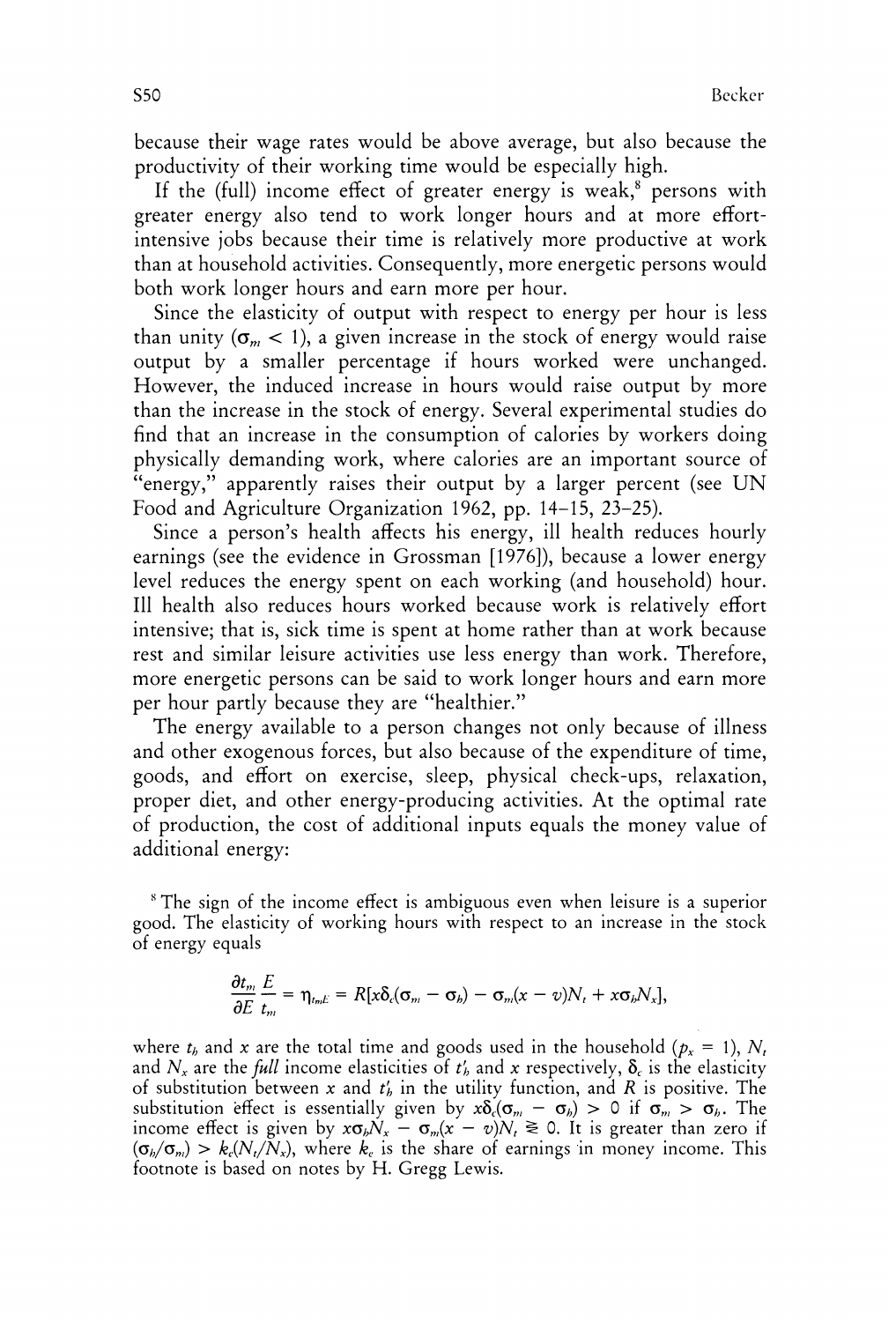because their wage rates would be above average, but also because the productivity of their working time would be especially high.

If the (full) income effect of greater energy is weak,[8] persons with greater energy also tend to work longer hours and at more effort-intensive jobs because their time is relatively more productive at work than at household activities. Consequently, more energetic persons would both work longer hours and earn more per hour.

Since the elasticity of output with respect to energy per hour is less than unity ($\sigma_m < 1$), a given increase in the stock of energy would raise output by a smaller percentage if hours worked were unchanged. However, the induced increase in hours would raise output by more than the increase in the stock of energy. Several experimental studies do find that an increase in the consumption of calories by workers doing physically demanding work, where calories are an important source of "energy," apparently raises their output by a larger percent (see UN Food and Agriculture Organization 1962, pp. 14–15, 23–25).

Since a person's health affects his energy, ill health reduces hourly earnings (see the evidence in Grossman [1976]), because a lower energy level reduces the energy spent on each working (and household) hour. Ill health also reduces hours worked because work is relatively effort intensive; that is, sick time is spent at home rather than at work because rest and similar leisure activities use less energy than work. Therefore, more energetic persons can be said to work longer hours and earn more per hour partly because they are "healthier."

The energy available to a person changes not only because of illness and other exogenous forces, but also because of the expenditure of time, goods, and effort on exercise, sleep, physical check-ups, relaxation, proper diet, and other energy-producing activities. At the optimal rate of production, the cost of additional inputs equals the money value of additional energy:

[8] The sign of the income effect is ambiguous even when leisure is a superior good. The elasticity of working hours with respect to an increase in the stock of energy equals

$$\frac{\partial t_m}{\partial E}\frac{E}{t_m} = \eta_{t_m E} = R[x\delta_c(\sigma_m - \sigma_h) - \sigma_m(x - v)N_t + x\sigma_h N_x],$$

where $t_h$ and $x$ are the total time and goods used in the household ($p_x = 1$), $N_t$ and $N_x$ are the *full* income elasticities of $t_h'$ and $x$ respectively, $\delta_c$ is the elasticity of substitution between $x$ and $t_h'$ in the utility function, and $R$ is positive. The substitution effect is essentially given by $x\delta_c(\sigma_m - \sigma_h) > 0$ if $\sigma_m > \sigma_h$. The income effect is given by $x\sigma_h N_x - \sigma_m(x - v)N_t \gtreqless 0$. It is greater than zero if $(\sigma_h/\sigma_m) > k_c(N_t/N_x)$, where $k_c$ is the share of earnings in money income. This footnote is based on notes by H. Gregg Lewis.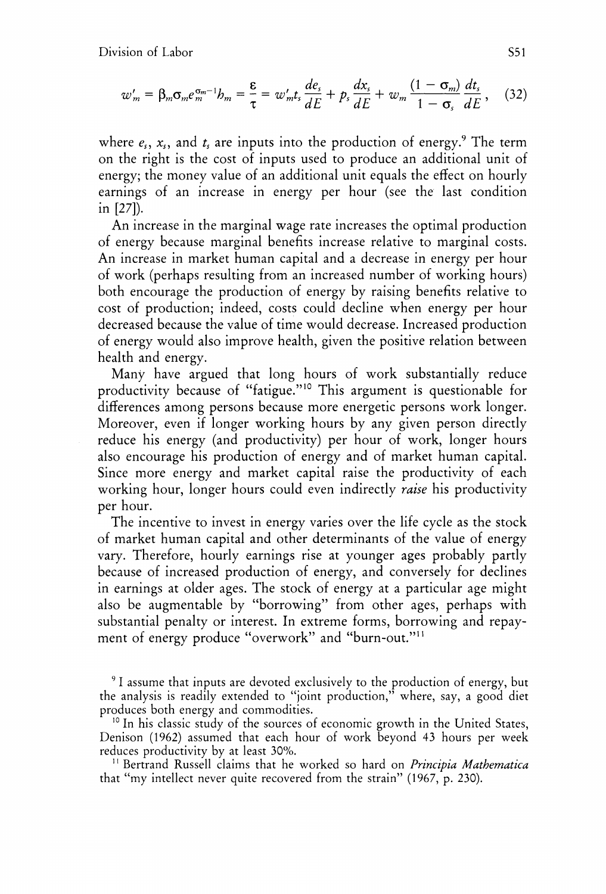$$w'_m = \beta_m \sigma_m e_m^{\sigma_m - 1} h_m = \frac{\varepsilon}{\tau} = w'_m t_s \frac{de_s}{dE} + p_s \frac{dx_s}{dE} + w_m \frac{(1 - \sigma_m)}{1 - \sigma_s} \frac{dt_s}{dE}, \quad (32)$$

where $e_s$, $x_s$, and $t_s$ are inputs into the production of energy.[9] The term on the right is the cost of inputs used to produce an additional unit of energy; the money value of an additional unit equals the effect on hourly earnings of an increase in energy per hour (see the last condition in [27]).

An increase in the marginal wage rate increases the optimal production of energy because marginal benefits increase relative to marginal costs. An increase in market human capital and a decrease in energy per hour of work (perhaps resulting from an increased number of working hours) both encourage the production of energy by raising benefits relative to cost of production; indeed, costs could decline when energy per hour decreased because the value of time would decrease. Increased production of energy would also improve health, given the positive relation between health and energy.

Many have argued that long hours of work substantially reduce productivity because of "fatigue."[10] This argument is questionable for differences among persons because more energetic persons work longer. Moreover, even if longer working hours by any given person directly reduce his energy (and productivity) per hour of work, longer hours also encourage his production of energy and of market human capital. Since more energy and market capital raise the productivity of each working hour, longer hours could even indirectly *raise* his productivity per hour.

The incentive to invest in energy varies over the life cycle as the stock of market human capital and other determinants of the value of energy vary. Therefore, hourly earnings rise at younger ages probably partly because of increased production of energy, and conversely for declines in earnings at older ages. The stock of energy at a particular age might also be augmentable by "borrowing" from other ages, perhaps with substantial penalty or interest. In extreme forms, borrowing and repayment of energy produce "overwork" and "burn-out."[11]

[9] I assume that inputs are devoted exclusively to the production of energy, but the analysis is readily extended to "joint production," where, say, a good diet produces both energy and commodities.

[10] In his classic study of the sources of economic growth in the United States, Denison (1962) assumed that each hour of work beyond 43 hours per week reduces productivity by at least 30%.

[11] Bertrand Russell claims that he worked so hard on *Principia Mathematica* that "my intellect never quite recovered from the strain" (1967, p. 230).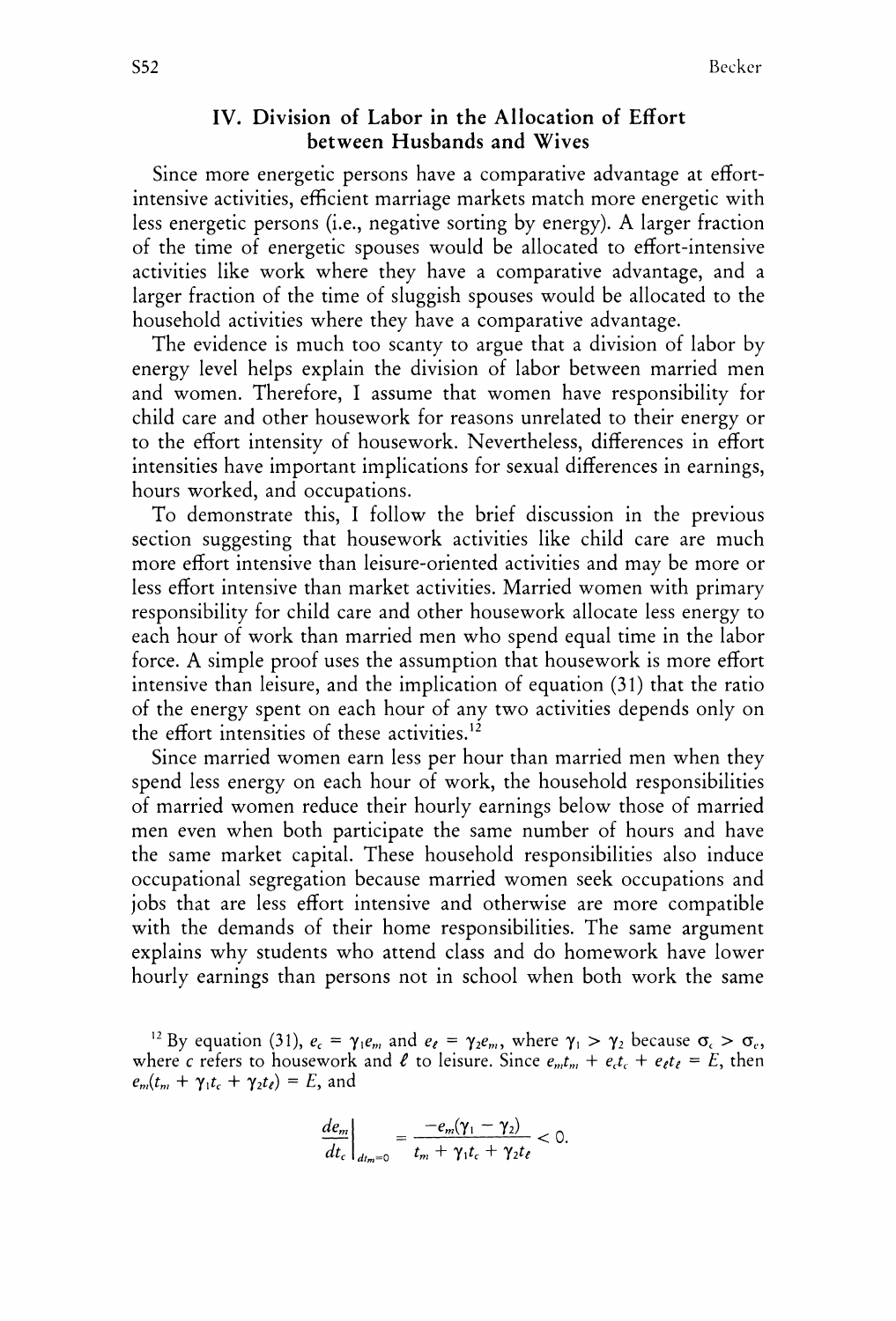## IV. Division of Labor in the Allocation of Effort between Husbands and Wives

Since more energetic persons have a comparative advantage at effort-intensive activities, efficient marriage markets match more energetic with less energetic persons (i.e., negative sorting by energy). A larger fraction of the time of energetic spouses would be allocated to effort-intensive activities like work where they have a comparative advantage, and a larger fraction of the time of sluggish spouses would be allocated to the household activities where they have a comparative advantage.

The evidence is much too scanty to argue that a division of labor by energy level helps explain the division of labor between married men and women. Therefore, I assume that women have responsibility for child care and other housework for reasons unrelated to their energy or to the effort intensity of housework. Nevertheless, differences in effort intensities have important implications for sexual differences in earnings, hours worked, and occupations.

To demonstrate this, I follow the brief discussion in the previous section suggesting that housework activities like child care are much more effort intensive than leisure-oriented activities and may be more or less effort intensive than market activities. Married women with primary responsibility for child care and other housework allocate less energy to each hour of work than married men who spend equal time in the labor force. A simple proof uses the assumption that housework is more effort intensive than leisure, and the implication of equation (31) that the ratio of the energy spent on each hour of any two activities depends only on the effort intensities of these activities.[12]

Since married women earn less per hour than married men when they spend less energy on each hour of work, the household responsibilities of married women reduce their hourly earnings below those of married men even when both participate the same number of hours and have the same market capital. These household responsibilities also induce occupational segregation because married women seek occupations and jobs that are less effort intensive and otherwise are more compatible with the demands of their home responsibilities. The same argument explains why students who attend class and do homework have lower hourly earnings than persons not in school when both work the same

[12] By equation (31), $e_c = \gamma_1 e_m$ and $e_\ell = \gamma_2 e_m$, where $\gamma_1 > \gamma_2$ because $\sigma_c > \sigma_\ell$, where $c$ refers to housework and $\ell$ to leisure. Since $e_m t_m + e_c t_c + e_\ell t_\ell = E$, then $e_m(t_m + \gamma_1 t_c + \gamma_2 t_\ell) = E$, and

$$\left.\frac{de_m}{dt_c}\right|_{dt_m=0} = \frac{-e_m(\gamma_1 - \gamma_2)}{t_m + \gamma_1 t_c + \gamma_2 t_\ell} < 0.$$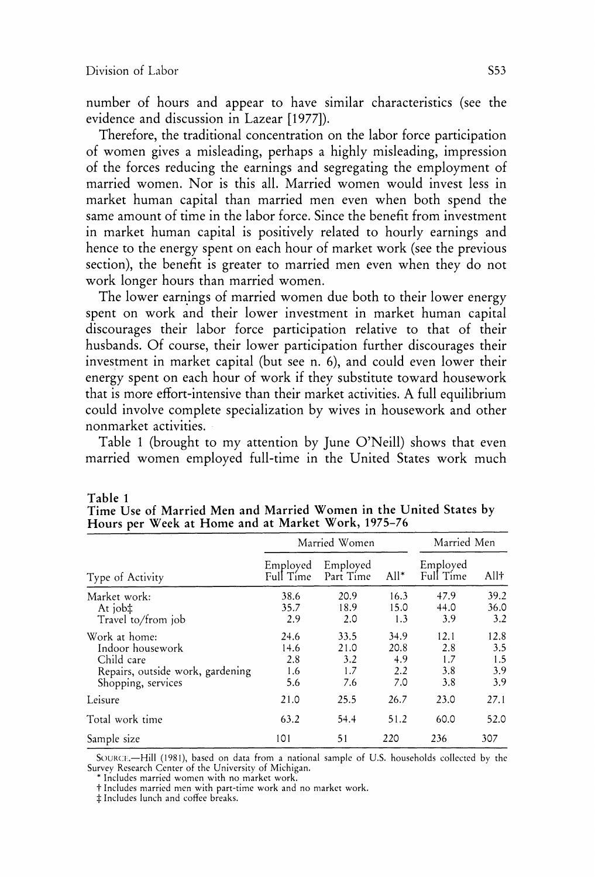number of hours and appear to have similar characteristics (see the evidence and discussion in Lazear [1977]).

Therefore, the traditional concentration on the labor force participation of women gives a misleading, perhaps a highly misleading, impression of the forces reducing the earnings and segregating the employment of married women. Nor is this all. Married women would invest less in market human capital than married men even when both spend the same amount of time in the labor force. Since the benefit from investment in market human capital is positively related to hourly earnings and hence to the energy spent on each hour of market work (see the previous section), the benefit is greater to married men even when they do not work longer hours than married women.

The lower earnings of married women due both to their lower energy spent on work and their lower investment in market human capital discourages their labor force participation relative to that of their husbands. Of course, their lower participation further discourages their investment in market capital (but see n. 6), and could even lower their energy spent on each hour of work if they substitute toward housework that is more effort-intensive than their market activities. A full equilibrium could involve complete specialization by wives in housework and other nonmarket activities.

Table 1 (brought to my attention by June O'Neill) shows that even married women employed full-time in the United States work much

**Table 1**
**Time Use of Married Men and Married Women in the United States by Hours per Week at Home and at Market Work, 1975–76**

| | Married Women | | | Married Men | |
|---|---|---|---|---|---|
| Type of Activity | Employed Full Time | Employed Part Time | All* | Employed Full Time | All† |
| Market work: | 38.6 | 20.9 | 16.3 | 47.9 | 39.2 |
| At job‡ | 35.7 | 18.9 | 15.0 | 44.0 | 36.0 |
| Travel to/from job | 2.9 | 2.0 | 1.3 | 3.9 | 3.2 |
| Work at home: | 24.6 | 33.5 | 34.9 | 12.1 | 12.8 |
| Indoor housework | 14.6 | 21.0 | 20.8 | 2.8 | 3.5 |
| Child care | 2.8 | 3.2 | 4.9 | 1.7 | 1.5 |
| Repairs, outside work, gardening | 1.6 | 1.7 | 2.2 | 3.8 | 3.9 |
| Shopping, services | 5.6 | 7.6 | 7.0 | 3.8 | 3.9 |
| Leisure | 21.0 | 25.5 | 26.7 | 23.0 | 27.1 |
| Total work time | 63.2 | 54.4 | 51.2 | 60.0 | 52.0 |
| Sample size | 101 | 51 | 220 | 236 | 307 |

SOURCE.—Hill (1981), based on data from a national sample of U.S. households collected by the Survey Research Center of the University of Michigan.
\* Includes married women with no market work.
† Includes married men with part-time work and no market work.
‡ Includes lunch and coffee breaks.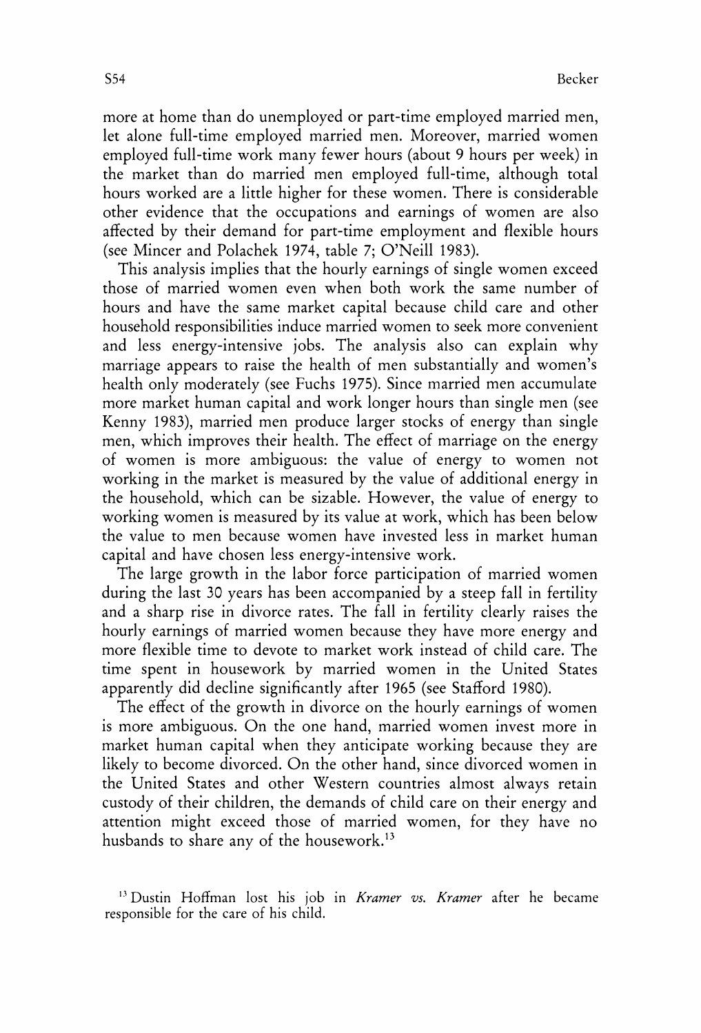more at home than do unemployed or part-time employed married men, let alone full-time employed married men. Moreover, married women employed full-time work many fewer hours (about 9 hours per week) in the market than do married men employed full-time, although total hours worked are a little higher for these women. There is considerable other evidence that the occupations and earnings of women are also affected by their demand for part-time employment and flexible hours (see Mincer and Polachek 1974, table 7; O'Neill 1983).

This analysis implies that the hourly earnings of single women exceed those of married women even when both work the same number of hours and have the same market capital because child care and other household responsibilities induce married women to seek more convenient and less energy-intensive jobs. The analysis also can explain why marriage appears to raise the health of men substantially and women's health only moderately (see Fuchs 1975). Since married men accumulate more market human capital and work longer hours than single men (see Kenny 1983), married men produce larger stocks of energy than single men, which improves their health. The effect of marriage on the energy of women is more ambiguous: the value of energy to women not working in the market is measured by the value of additional energy in the household, which can be sizable. However, the value of energy to working women is measured by its value at work, which has been below the value to men because women have invested less in market human capital and have chosen less energy-intensive work.

The large growth in the labor force participation of married women during the last 30 years has been accompanied by a steep fall in fertility and a sharp rise in divorce rates. The fall in fertility clearly raises the hourly earnings of married women because they have more energy and more flexible time to devote to market work instead of child care. The time spent in housework by married women in the United States apparently did decline significantly after 1965 (see Stafford 1980).

The effect of the growth in divorce on the hourly earnings of women is more ambiguous. On the one hand, married women invest more in market human capital when they anticipate working because they are likely to become divorced. On the other hand, since divorced women in the United States and other Western countries almost always retain custody of their children, the demands of child care on their energy and attention might exceed those of married women, for they have no husbands to share any of the housework.[13]

[13] Dustin Hoffman lost his job in *Kramer vs. Kramer* after he became responsible for the care of his child.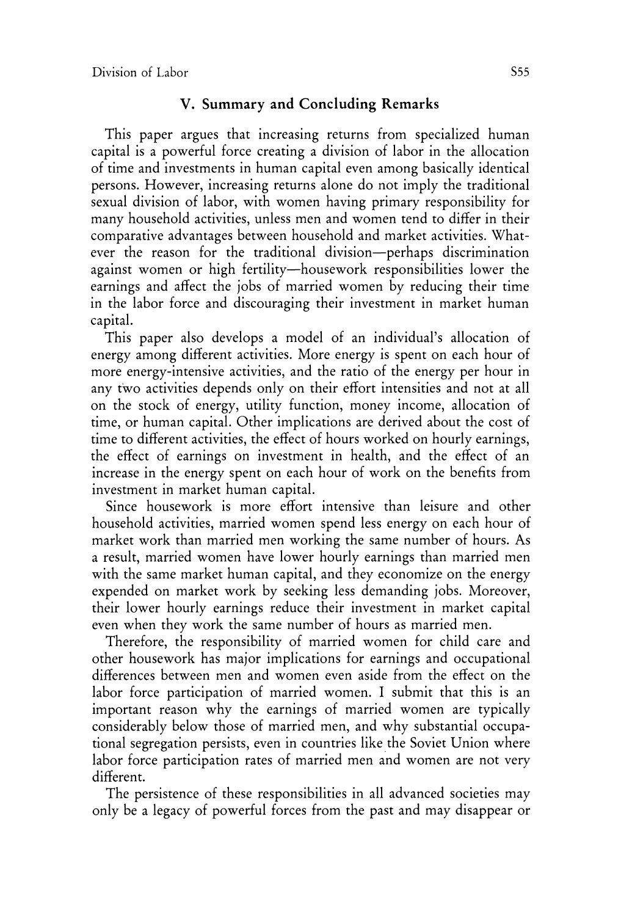## V. Summary and Concluding Remarks

This paper argues that increasing returns from specialized human capital is a powerful force creating a division of labor in the allocation of time and investments in human capital even among basically identical persons. However, increasing returns alone do not imply the traditional sexual division of labor, with women having primary responsibility for many household activities, unless men and women tend to differ in their comparative advantages between household and market activities. Whatever the reason for the traditional division—perhaps discrimination against women or high fertility—housework responsibilities lower the earnings and affect the jobs of married women by reducing their time in the labor force and discouraging their investment in market human capital.

This paper also develops a model of an individual's allocation of energy among different activities. More energy is spent on each hour of more energy-intensive activities, and the ratio of the energy per hour in any two activities depends only on their effort intensities and not at all on the stock of energy, utility function, money income, allocation of time, or human capital. Other implications are derived about the cost of time to different activities, the effect of hours worked on hourly earnings, the effect of earnings on investment in health, and the effect of an increase in the energy spent on each hour of work on the benefits from investment in market human capital.

Since housework is more effort intensive than leisure and other household activities, married women spend less energy on each hour of market work than married men working the same number of hours. As a result, married women have lower hourly earnings than married men with the same market human capital, and they economize on the energy expended on market work by seeking less demanding jobs. Moreover, their lower hourly earnings reduce their investment in market capital even when they work the same number of hours as married men.

Therefore, the responsibility of married women for child care and other housework has major implications for earnings and occupational differences between men and women even aside from the effect on the labor force participation of married women. I submit that this is an important reason why the earnings of married women are typically considerably below those of married men, and why substantial occupational segregation persists, even in countries like the Soviet Union where labor force participation rates of married men and women are not very different.

The persistence of these responsibilities in all advanced societies may only be a legacy of powerful forces from the past and may disappear or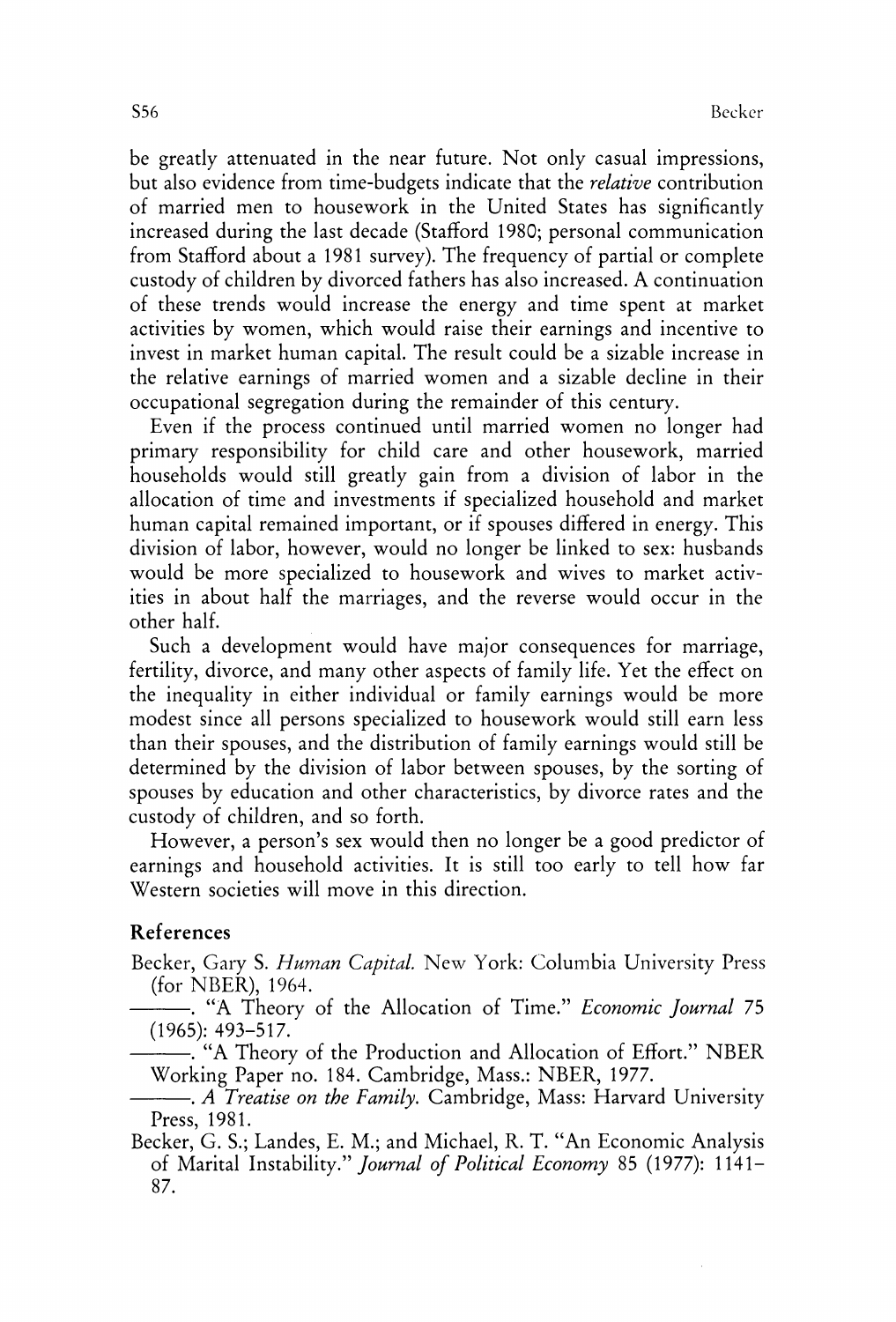be greatly attenuated in the near future. Not only casual impressions, but also evidence from time-budgets indicate that the *relative* contribution of married men to housework in the United States has significantly increased during the last decade (Stafford 1980; personal communication from Stafford about a 1981 survey). The frequency of partial or complete custody of children by divorced fathers has also increased. A continuation of these trends would increase the energy and time spent at market activities by women, which would raise their earnings and incentive to invest in market human capital. The result could be a sizable increase in the relative earnings of married women and a sizable decline in their occupational segregation during the remainder of this century.

Even if the process continued until married women no longer had primary responsibility for child care and other housework, married households would still greatly gain from a division of labor in the allocation of time and investments if specialized household and market human capital remained important, or if spouses differed in energy. This division of labor, however, would no longer be linked to sex: husbands would be more specialized to housework and wives to market activities in about half the marriages, and the reverse would occur in the other half.

Such a development would have major consequences for marriage, fertility, divorce, and many other aspects of family life. Yet the effect on the inequality in either individual or family earnings would be more modest since all persons specialized to housework would still earn less than their spouses, and the distribution of family earnings would still be determined by the division of labor between spouses, by the sorting of spouses by education and other characteristics, by divorce rates and the custody of children, and so forth.

However, a person's sex would then no longer be a good predictor of earnings and household activities. It is still too early to tell how far Western societies will move in this direction.

## References

Becker, Gary S. *Human Capital.* New York: Columbia University Press (for NBER), 1964.

———. "A Theory of the Allocation of Time." *Economic Journal* 75 (1965): 493–517.

———. "A Theory of the Production and Allocation of Effort." NBER Working Paper no. 184. Cambridge, Mass.: NBER, 1977.

———. *A Treatise on the Family.* Cambridge, Mass: Harvard University Press, 1981.

Becker, G. S.; Landes, E. M.; and Michael, R. T. "An Economic Analysis of Marital Instability." *Journal of Political Economy* 85 (1977): 1141–87.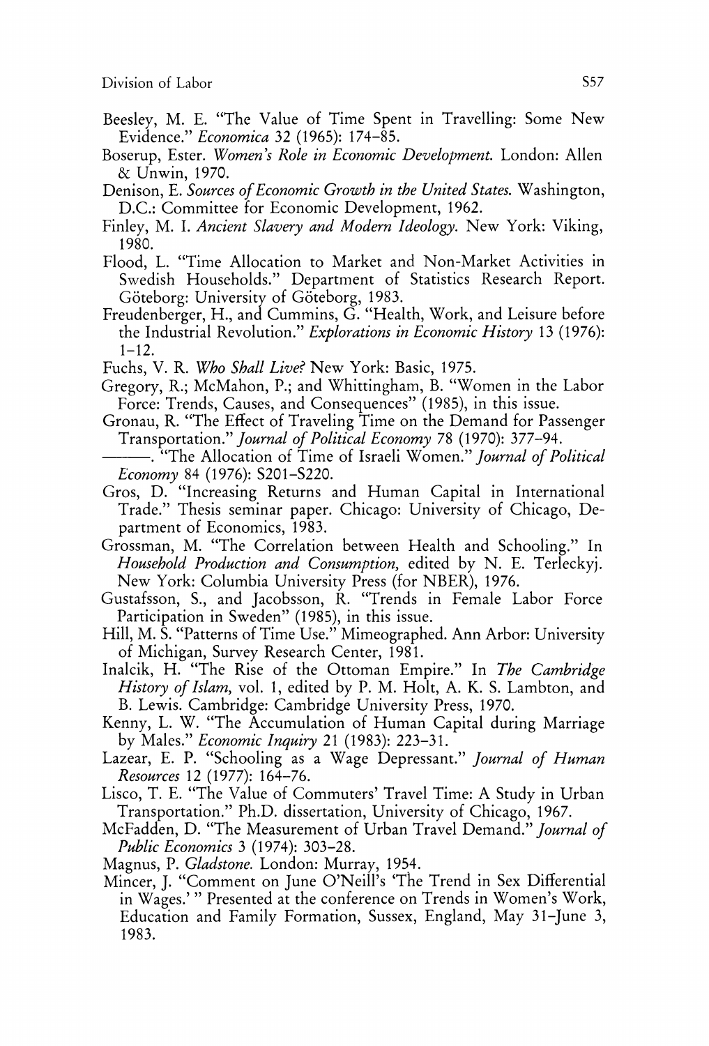Beesley, M. E. "The Value of Time Spent in Travelling: Some New Evidence." *Economica* 32 (1965): 174–85.

Boserup, Ester. *Women's Role in Economic Development.* London: Allen & Unwin, 1970.

Denison, E. *Sources of Economic Growth in the United States.* Washington, D.C.: Committee for Economic Development, 1962.

Finley, M. I. *Ancient Slavery and Modern Ideology.* New York: Viking, 1980.

Flood, L. "Time Allocation to Market and Non-Market Activities in Swedish Households." Department of Statistics Research Report. Göteborg: University of Göteborg, 1983.

Freudenberger, H., and Cummins, G. "Health, Work, and Leisure before the Industrial Revolution." *Explorations in Economic History* 13 (1976): 1–12.

Fuchs, V. R. *Who Shall Live?* New York: Basic, 1975.

Gregory, R.; McMahon, P.; and Whittingham, B. "Women in the Labor Force: Trends, Causes, and Consequences" (1985), in this issue.

Gronau, R. "The Effect of Traveling Time on the Demand for Passenger Transportation." *Journal of Political Economy* 78 (1970): 377–94.

———. "The Allocation of Time of Israeli Women." *Journal of Political Economy* 84 (1976): S201–S220.

Gros, D. "Increasing Returns and Human Capital in International Trade." Thesis seminar paper. Chicago: University of Chicago, Department of Economics, 1983.

Grossman, M. "The Correlation between Health and Schooling." In *Household Production and Consumption,* edited by N. E. Terleckyj. New York: Columbia University Press (for NBER), 1976.

Gustafsson, S., and Jacobsson, R. "Trends in Female Labor Force Participation in Sweden" (1985), in this issue.

Hill, M. S. "Patterns of Time Use." Mimeographed. Ann Arbor: University of Michigan, Survey Research Center, 1981.

Inalcik, H. "The Rise of the Ottoman Empire." In *The Cambridge History of Islam,* vol. 1, edited by P. M. Holt, A. K. S. Lambton, and B. Lewis. Cambridge: Cambridge University Press, 1970.

Kenny, L. W. "The Accumulation of Human Capital during Marriage by Males." *Economic Inquiry* 21 (1983): 223–31.

Lazear, E. P. "Schooling as a Wage Depressant." *Journal of Human Resources* 12 (1977): 164–76.

Lisco, T. E. "The Value of Commuters' Travel Time: A Study in Urban Transportation." Ph.D. dissertation, University of Chicago, 1967.

McFadden, D. "The Measurement of Urban Travel Demand." *Journal of Public Economics* 3 (1974): 303–28.

Magnus, P. *Gladstone.* London: Murray, 1954.

Mincer, J. "Comment on June O'Neill's 'The Trend in Sex Differential in Wages.'" Presented at the conference on Trends in Women's Work, Education and Family Formation, Sussex, England, May 31–June 3, 1983.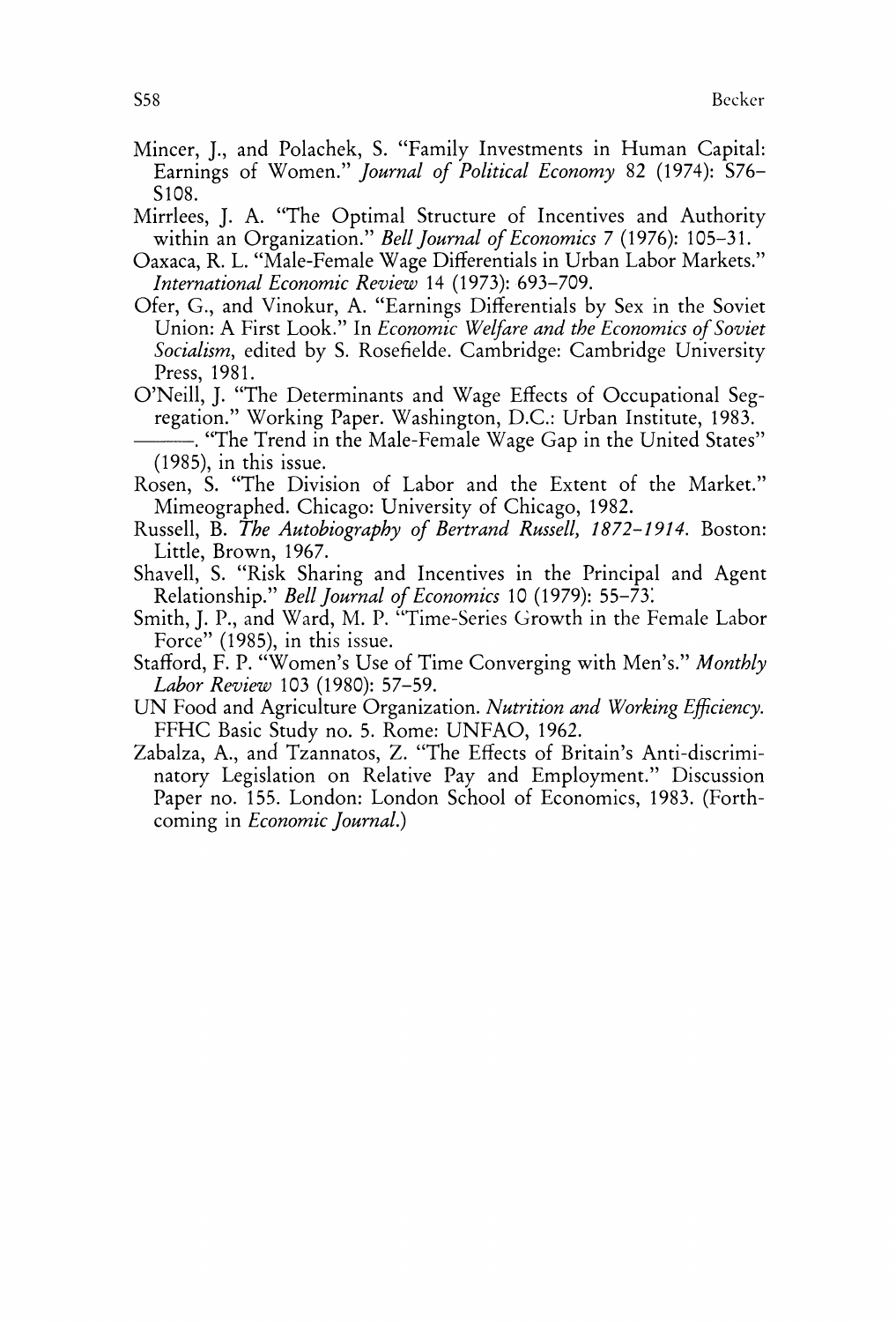Mincer, J., and Polachek, S. "Family Investments in Human Capital: Earnings of Women." *Journal of Political Economy* 82 (1974): S76–S108.

Mirrlees, J. A. "The Optimal Structure of Incentives and Authority within an Organization." *Bell Journal of Economics* 7 (1976): 105–31.

Oaxaca, R. L. "Male-Female Wage Differentials in Urban Labor Markets." *International Economic Review* 14 (1973): 693–709.

Ofer, G., and Vinokur, A. "Earnings Differentials by Sex in the Soviet Union: A First Look." In *Economic Welfare and the Economics of Soviet Socialism*, edited by S. Rosefielde. Cambridge: Cambridge University Press, 1981.

O'Neill, J. "The Determinants and Wage Effects of Occupational Segregation." Working Paper. Washington, D.C.: Urban Institute, 1983.

———. "The Trend in the Male-Female Wage Gap in the United States" (1985), in this issue.

Rosen, S. "The Division of Labor and the Extent of the Market." Mimeographed. Chicago: University of Chicago, 1982.

Russell, B. *The Autobiography of Bertrand Russell, 1872–1914*. Boston: Little, Brown, 1967.

Shavell, S. "Risk Sharing and Incentives in the Principal and Agent Relationship." *Bell Journal of Economics* 10 (1979): 55–73.

Smith, J. P., and Ward, M. P. "Time-Series Growth in the Female Labor Force" (1985), in this issue.

Stafford, F. P. "Women's Use of Time Converging with Men's." *Monthly Labor Review* 103 (1980): 57–59.

UN Food and Agriculture Organization. *Nutrition and Working Efficiency*. FFHC Basic Study no. 5. Rome: UNFAO, 1962.

Zabalza, A., and Tzannatos, Z. "The Effects of Britain's Anti-discriminatory Legislation on Relative Pay and Employment." Discussion Paper no. 155. London: London School of Economics, 1983. (Forthcoming in *Economic Journal*.)